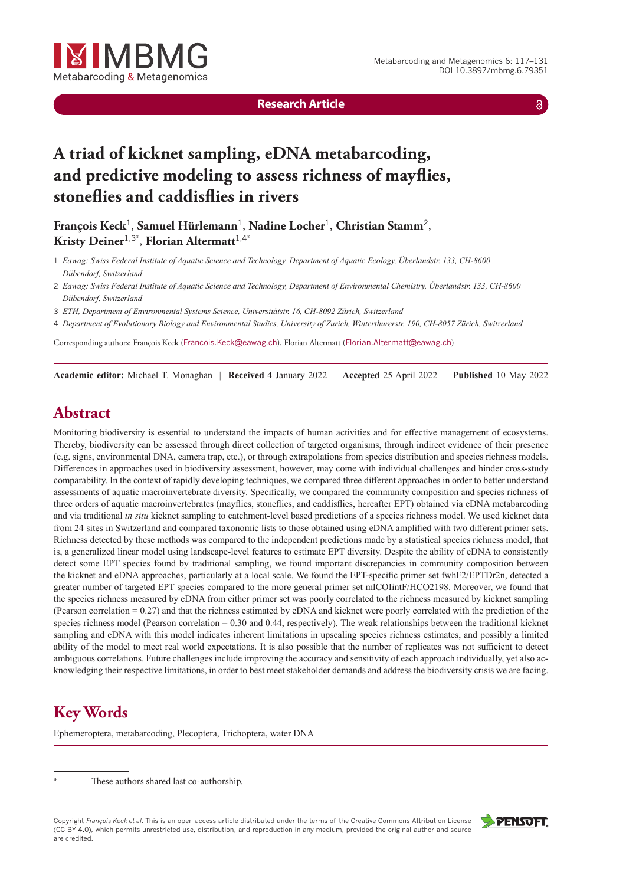**Research Article**

# A triad of kicknet sampling, eDNA metabarcoding, and predictive modeling to assess richness of mayflies, stoneflies and caddisflies in rivers

**François Keck**[1], **Samuel Hürlemann**[1], **Nadine Locher**[1], **Christian Stamm**[2], **Kristy Deiner**[1,3*], **Florian Altermatt**[1,4*]

1 *Eawag: Swiss Federal Institute of Aquatic Science and Technology, Department of Aquatic Ecology, Überlandstr. 133, CH-8600 Dübendorf, Switzerland*

2 *Eawag: Swiss Federal Institute of Aquatic Science and Technology, Department of Environmental Chemistry, Überlandstr. 133, CH-8600 Dübendorf, Switzerland*

3 *ETH, Department of Environmental Systems Science, Universitätstr. 16, CH-8092 Zürich, Switzerland*

4 *Department of Evolutionary Biology and Environmental Studies, University of Zurich, Winterthurerstr. 190, CH-8057 Zürich, Switzerland*

Corresponding authors: François Keck (Francois.Keck@eawag.ch), Florian Altermatt (Florian.Altermatt@eawag.ch)

**Academic editor:** Michael T. Monaghan | **Received** 4 January 2022 | **Accepted** 25 April 2022 | **Published** 10 May 2022

## Abstract

Monitoring biodiversity is essential to understand the impacts of human activities and for effective management of ecosystems. Thereby, biodiversity can be assessed through direct collection of targeted organisms, through indirect evidence of their presence (e.g. signs, environmental DNA, camera trap, etc.), or through extrapolations from species distribution and species richness models. Differences in approaches used in biodiversity assessment, however, may come with individual challenges and hinder cross-study comparability. In the context of rapidly developing techniques, we compared three different approaches in order to better understand assessments of aquatic macroinvertebrate diversity. Specifically, we compared the community composition and species richness of three orders of aquatic macroinvertebrates (mayflies, stoneflies, and caddisflies, hereafter EPT) obtained via eDNA metabarcoding and via traditional *in situ* kicknet sampling to catchment-level based predictions of a species richness model. We used kicknet data from 24 sites in Switzerland and compared taxonomic lists to those obtained using eDNA amplified with two different primer sets. Richness detected by these methods was compared to the independent predictions made by a statistical species richness model, that is, a generalized linear model using landscape-level features to estimate EPT diversity. Despite the ability of eDNA to consistently detect some EPT species found by traditional sampling, we found important discrepancies in community composition between the kicknet and eDNA approaches, particularly at a local scale. We found the EPT-specific primer set fwhF2/EPTDr2n, detected a greater number of targeted EPT species compared to the more general primer set mlCOIintF/HCO2198. Moreover, we found that the species richness measured by eDNA from either primer set was poorly correlated to the richness measured by kicknet sampling (Pearson correlation = 0.27) and that the richness estimated by eDNA and kicknet were poorly correlated with the prediction of the species richness model (Pearson correlation = 0.30 and 0.44, respectively). The weak relationships between the traditional kicknet sampling and eDNA with this model indicates inherent limitations in upscaling species richness estimates, and possibly a limited ability of the model to meet real world expectations. It is also possible that the number of replicates was not sufficient to detect ambiguous correlations. Future challenges include improving the accuracy and sensitivity of each approach individually, yet also acknowledging their respective limitations, in order to best meet stakeholder demands and address the biodiversity crisis we are facing.

## Key Words

Ephemeroptera, metabarcoding, Plecoptera, Trichoptera, water DNA

\* These authors shared last co-authorship.

Copyright *François Keck et al.* This is an open access article distributed under the terms of the Creative Commons Attribution License (CC BY 4.0), which permits unrestricted use, distribution, and reproduction in any medium, provided the original author and source are credited.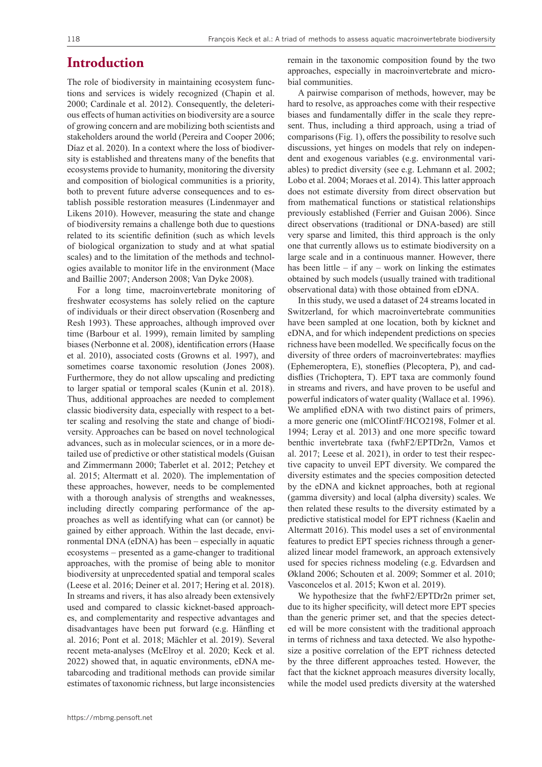## Introduction

The role of biodiversity in maintaining ecosystem functions and services is widely recognized (Chapin et al. 2000; Cardinale et al. 2012). Consequently, the deleterious effects of human activities on biodiversity are a source of growing concern and are mobilizing both scientists and stakeholders around the world (Pereira and Cooper 2006; Díaz et al. 2020). In a context where the loss of biodiversity is established and threatens many of the benefits that ecosystems provide to humanity, monitoring the diversity and composition of biological communities is a priority, both to prevent future adverse consequences and to establish possible restoration measures (Lindenmayer and Likens 2010). However, measuring the state and change of biodiversity remains a challenge both due to questions related to its scientific definition (such as which levels of biological organization to study and at what spatial scales) and to the limitation of the methods and technologies available to monitor life in the environment (Mace and Baillie 2007; Anderson 2008; Van Dyke 2008).

For a long time, macroinvertebrate monitoring of freshwater ecosystems has solely relied on the capture of individuals or their direct observation (Rosenberg and Resh 1993). These approaches, although improved over time (Barbour et al. 1999), remain limited by sampling biases (Nerbonne et al. 2008), identification errors (Haase et al. 2010), associated costs (Growns et al. 1997), and sometimes coarse taxonomic resolution (Jones 2008). Furthermore, they do not allow upscaling and predicting to larger spatial or temporal scales (Kunin et al. 2018). Thus, additional approaches are needed to complement classic biodiversity data, especially with respect to a better scaling and resolving the state and change of biodiversity. Approaches can be based on novel technological advances, such as in molecular sciences, or in a more detailed use of predictive or other statistical models (Guisan and Zimmermann 2000; Taberlet et al. 2012; Petchey et al. 2015; Altermatt et al. 2020). The implementation of these approaches, however, needs to be complemented with a thorough analysis of strengths and weaknesses, including directly comparing performance of the approaches as well as identifying what can (or cannot) be gained by either approach. Within the last decade, environmental DNA (eDNA) has been – especially in aquatic ecosystems – presented as a game-changer to traditional approaches, with the promise of being able to monitor biodiversity at unprecedented spatial and temporal scales (Leese et al. 2016; Deiner et al. 2017; Hering et al. 2018). In streams and rivers, it has also already been extensively used and compared to classic kicknet-based approaches, and complementarity and respective advantages and disadvantages have been put forward (e.g. Hänfling et al. 2016; Pont et al. 2018; Mächler et al. 2019). Several recent meta-analyses (McElroy et al. 2020; Keck et al. 2022) showed that, in aquatic environments, eDNA metabarcoding and traditional methods can provide similar estimates of taxonomic richness, but large inconsistencies remain in the taxonomic composition found by the two approaches, especially in macroinvertebrate and microbial communities.

A pairwise comparison of methods, however, may be hard to resolve, as approaches come with their respective biases and fundamentally differ in the scale they represent. Thus, including a third approach, using a triad of comparisons (Fig. 1), offers the possibility to resolve such discussions, yet hinges on models that rely on independent and exogenous variables (e.g. environmental variables) to predict diversity (see e.g. Lehmann et al. 2002; Lobo et al. 2004; Moraes et al. 2014). This latter approach does not estimate diversity from direct observation but from mathematical functions or statistical relationships previously established (Ferrier and Guisan 2006). Since direct observations (traditional or DNA-based) are still very sparse and limited, this third approach is the only one that currently allows us to estimate biodiversity on a large scale and in a continuous manner. However, there has been little – if any – work on linking the estimates obtained by such models (usually trained with traditional observational data) with those obtained from eDNA.

In this study, we used a dataset of 24 streams located in Switzerland, for which macroinvertebrate communities have been sampled at one location, both by kicknet and eDNA, and for which independent predictions on species richness have been modelled. We specifically focus on the diversity of three orders of macroinvertebrates: mayflies (Ephemeroptera, E), stoneflies (Plecoptera, P), and caddisflies (Trichoptera, T). EPT taxa are commonly found in streams and rivers, and have proven to be useful and powerful indicators of water quality (Wallace et al. 1996). We amplified eDNA with two distinct pairs of primers, a more generic one (mlCOIintF/HCO2198, Folmer et al. 1994; Leray et al. 2013) and one more specific toward benthic invertebrate taxa (fwhF2/EPTDr2n, Vamos et al. 2017; Leese et al. 2021), in order to test their respective capacity to unveil EPT diversity. We compared the diversity estimates and the species composition detected by the eDNA and kicknet approaches, both at regional (gamma diversity) and local (alpha diversity) scales. We then related these results to the diversity estimated by a predictive statistical model for EPT richness (Kaelin and Altermatt 2016). This model uses a set of environmental features to predict EPT species richness through a generalized linear model framework, an approach extensively used for species richness modeling (e.g. Edvardsen and Økland 2006; Schouten et al. 2009; Sommer et al. 2010; Vasconcelos et al. 2015; Kwon et al. 2019).

We hypothesize that the fwhF2/EPTDr2n primer set, due to its higher specificity, will detect more EPT species than the generic primer set, and that the species detected will be more consistent with the traditional approach in terms of richness and taxa detected. We also hypothesize a positive correlation of the EPT richness detected by the three different approaches tested. However, the fact that the kicknet approach measures diversity locally, while the model used predicts diversity at the watershed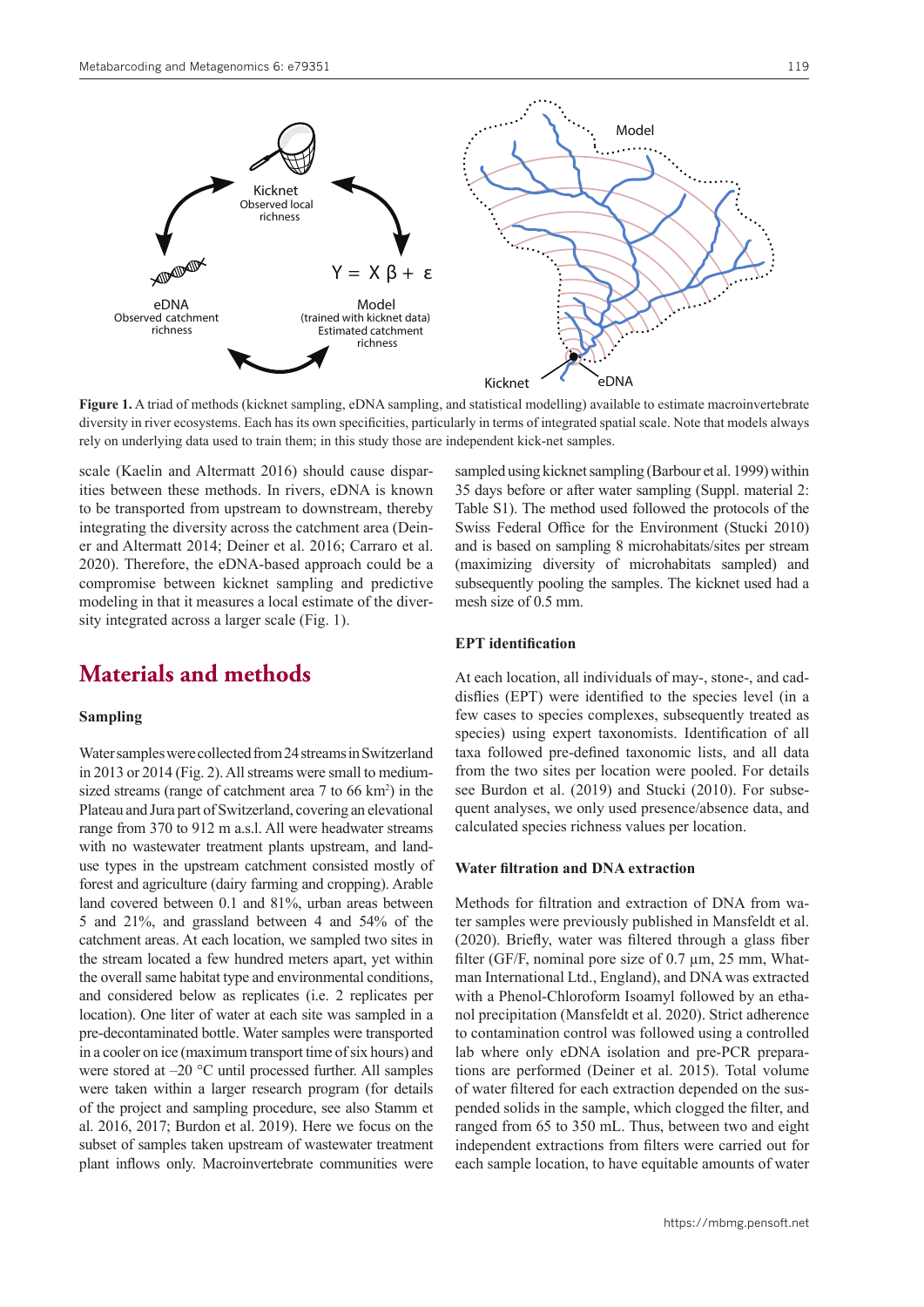**Figure 1.** A triad of methods (kicknet sampling, eDNA sampling, and statistical modelling) available to estimate macroinvertebrate diversity in river ecosystems. Each has its own specificities, particularly in terms of integrated spatial scale. Note that models always rely on underlying data used to train them; in this study those are independent kick-net samples.

scale (Kaelin and Altermatt 2016) should cause disparities between these methods. In rivers, eDNA is known to be transported from upstream to downstream, thereby integrating the diversity across the catchment area (Deiner and Altermatt 2014; Deiner et al. 2016; Carraro et al. 2020). Therefore, the eDNA-based approach could be a compromise between kicknet sampling and predictive modeling in that it measures a local estimate of the diversity integrated across a larger scale (Fig. 1).

## Materials and methods

### Sampling

Water samples were collected from 24 streams in Switzerland in 2013 or 2014 (Fig. 2). All streams were small to medium-sized streams (range of catchment area 7 to 66 km$^2$) in the Plateau and Jura part of Switzerland, covering an elevational range from 370 to 912 m a.s.l. All were headwater streams with no wastewater treatment plants upstream, and land-use types in the upstream catchment consisted mostly of forest and agriculture (dairy farming and cropping). Arable land covered between 0.1 and 81%, urban areas between 5 and 21%, and grassland between 4 and 54% of the catchment areas. At each location, we sampled two sites in the stream located a few hundred meters apart, yet within the overall same habitat type and environmental conditions, and considered below as replicates (i.e. 2 replicates per location). One liter of water at each site was sampled in a pre-decontaminated bottle. Water samples were transported in a cooler on ice (maximum transport time of six hours) and were stored at –20 °C until processed further. All samples were taken within a larger research program (for details of the project and sampling procedure, see also Stamm et al. 2016, 2017; Burdon et al. 2019). Here we focus on the subset of samples taken upstream of wastewater treatment plant inflows only. Macroinvertebrate communities were sampled using kicknet sampling (Barbour et al. 1999) within 35 days before or after water sampling (Suppl. material 2: Table S1). The method used followed the protocols of the Swiss Federal Office for the Environment (Stucki 2010) and is based on sampling 8 microhabitats/sites per stream (maximizing diversity of microhabitats sampled) and subsequently pooling the samples. The kicknet used had a mesh size of 0.5 mm.

### EPT identification

At each location, all individuals of may-, stone-, and caddisflies (EPT) were identified to the species level (in a few cases to species complexes, subsequently treated as species) using expert taxonomists. Identification of all taxa followed pre-defined taxonomic lists, and all data from the two sites per location were pooled. For details see Burdon et al. (2019) and Stucki (2010). For subsequent analyses, we only used presence/absence data, and calculated species richness values per location.

### Water filtration and DNA extraction

Methods for filtration and extraction of DNA from water samples were previously published in Mansfeldt et al. (2020). Briefly, water was filtered through a glass fiber filter (GF/F, nominal pore size of 0.7 µm, 25 mm, Whatman International Ltd., England), and DNA was extracted with a Phenol-Chloroform Isoamyl followed by an ethanol precipitation (Mansfeldt et al. 2020). Strict adherence to contamination control was followed using a controlled lab where only eDNA isolation and pre-PCR preparations are performed (Deiner et al. 2015). Total volume of water filtered for each extraction depended on the suspended solids in the sample, which clogged the filter, and ranged from 65 to 350 mL. Thus, between two and eight independent extractions from filters were carried out for each sample location, to have equitable amounts of water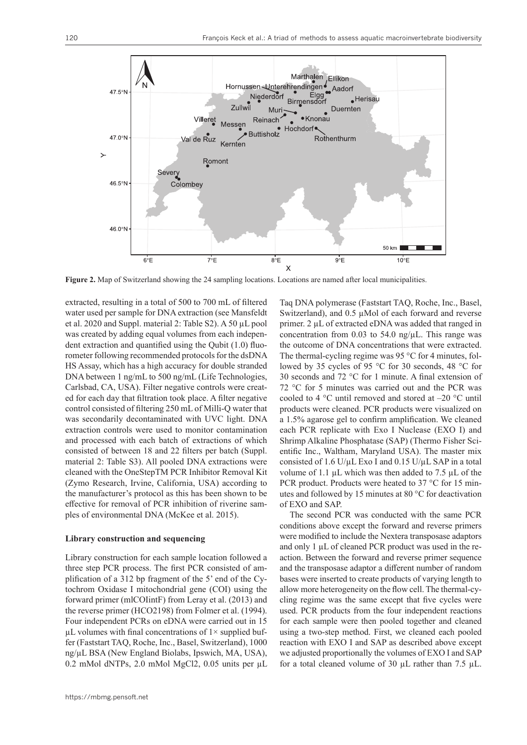**Figure 2.** Map of Switzerland showing the 24 sampling locations. Locations are named after local municipalities.

extracted, resulting in a total of 500 to 700 mL of filtered water used per sample for DNA extraction (see Mansfeldt et al. 2020 and Suppl. material 2: Table S2). A 50 µL pool was created by adding equal volumes from each independent extraction and quantified using the Qubit (1.0) fluorometer following recommended protocols for the dsDNA HS Assay, which has a high accuracy for double stranded DNA between 1 ng/mL to 500 ng/mL (Life Technologies, Carlsbad, CA, USA). Filter negative controls were created for each day that filtration took place. A filter negative control consisted of filtering 250 mL of Milli-Q water that was secondarily decontaminated with UVC light. DNA extraction controls were used to monitor contamination and processed with each batch of extractions of which consisted of between 18 and 22 filters per batch (Suppl. material 2: Table S3). All pooled DNA extractions were cleaned with the OneStepTM PCR Inhibitor Removal Kit (Zymo Research, Irvine, California, USA) according to the manufacturer's protocol as this has been shown to be effective for removal of PCR inhibition of riverine samples of environmental DNA (McKee et al. 2015).

### Library construction and sequencing

Library construction for each sample location followed a three step PCR process. The first PCR consisted of amplification of a 312 bp fragment of the 5' end of the Cytochrom Oxidase I mitochondrial gene (COI) using the forward primer (mlCOIintF) from Leray et al. (2013) and the reverse primer (HCO2198) from Folmer et al. (1994). Four independent PCRs on eDNA were carried out in 15 µL volumes with final concentrations of 1× supplied buffer (Faststart TAQ, Roche, Inc., Basel, Switzerland), 1000 ng/µL BSA (New England Biolabs, Ipswich, MA, USA), 0.2 mMol dNTPs, 2.0 mMol $MgCl_2$, 0.05 units per µL Taq DNA polymerase (Faststart TAQ, Roche, Inc., Basel, Switzerland), and 0.5 µMol of each forward and reverse primer. 2 µL of extracted eDNA was added that ranged in concentration from 0.03 to 54.0 ng/µL. This range was the outcome of DNA concentrations that were extracted. The thermal-cycling regime was 95 °C for 4 minutes, followed by 35 cycles of 95 °C for 30 seconds, 48 °C for 30 seconds and 72 °C for 1 minute. A final extension of 72 °C for 5 minutes was carried out and the PCR was cooled to 4 °C until removed and stored at –20 °C until products were cleaned. PCR products were visualized on a 1.5% agarose gel to confirm amplification. We cleaned each PCR replicate with Exo I Nuclease (EXO I) and Shrimp Alkaline Phosphatase (SAP) (Thermo Fisher Scientific Inc., Waltham, Maryland USA). The master mix consisted of 1.6 U/µL Exo I and 0.15 U/µL SAP in a total volume of 1.1 µL which was then added to 7.5 µL of the PCR product. Products were heated to 37 °C for 15 minutes and followed by 15 minutes at 80 °C for deactivation of EXO and SAP.

The second PCR was conducted with the same PCR conditions above except the forward and reverse primers were modified to include the Nextera transposase adaptors and only 1 µL of cleaned PCR product was used in the reaction. Between the forward and reverse primer sequence and the transposase adaptor a different number of random bases were inserted to create products of varying length to allow more heterogeneity on the flow cell. The thermal-cycling regime was the same except that five cycles were used. PCR products from the four independent reactions for each sample were then pooled together and cleaned using a two-step method. First, we cleaned each pooled reaction with EXO I and SAP as described above except we adjusted proportionally the volumes of EXO I and SAP for a total cleaned volume of 30 µL rather than 7.5 µL.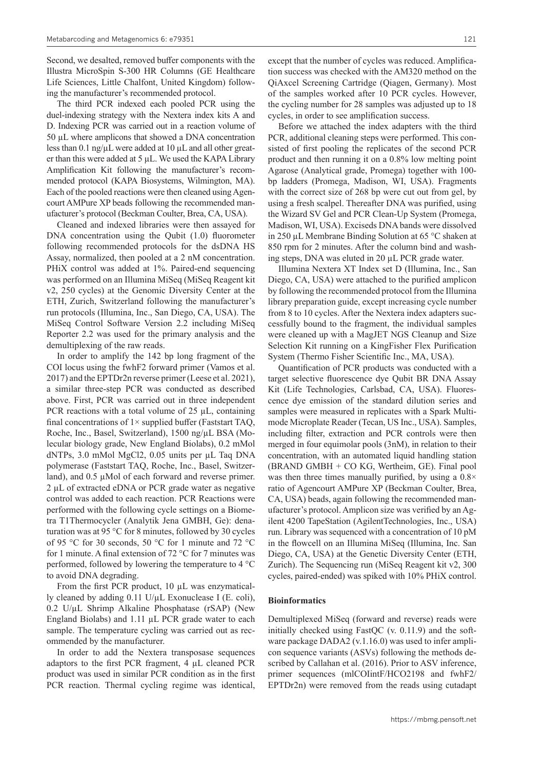Second, we desalted, removed buffer components with the Illustra MicroSpin S-300 HR Columns (GE Healthcare Life Sciences, Little Chalfont, United Kingdom) following the manufacturer's recommended protocol.

The third PCR indexed each pooled PCR using the duel-indexing strategy with the Nextera index kits A and D. Indexing PCR was carried out in a reaction volume of 50 µL where amplicons that showed a DNA concentration less than 0.1 ng/µL were added at 10 µL and all other greater than this were added at 5 µL. We used the KAPA Library Amplification Kit following the manufacturer's recommended protocol (KAPA Biosystems, Wilmington, MA). Each of the pooled reactions were then cleaned using Agencourt AMPure XP beads following the recommended manufacturer's protocol (Beckman Coulter, Brea, CA, USA).

Cleaned and indexed libraries were then assayed for DNA concentration using the Qubit (1.0) fluorometer following recommended protocols for the dsDNA HS Assay, normalized, then pooled at a 2 nM concentration. PHiX control was added at 1%. Paired-end sequencing was performed on an Illumina MiSeq (MiSeq Reagent kit v2, 250 cycles) at the Genomic Diversity Center at the ETH, Zurich, Switzerland following the manufacturer's run protocols (Illumina, Inc., San Diego, CA, USA). The MiSeq Control Software Version 2.2 including MiSeq Reporter 2.2 was used for the primary analysis and the demultiplexing of the raw reads.

In order to amplify the 142 bp long fragment of the COI locus using the fwhF2 forward primer (Vamos et al. 2017) and the EPTDr2n reverse primer (Leese et al. 2021), a similar three-step PCR was conducted as described above. First, PCR was carried out in three independent PCR reactions with a total volume of 25 µL, containing final concentrations of 1× supplied buffer (Faststart TAQ, Roche, Inc., Basel, Switzerland), 1500 ng/µL BSA (Molecular biology grade, New England Biolabs), 0.2 mMol dNTPs, 3.0 mMol MgCl2, 0.05 units per µL Taq DNA polymerase (Faststart TAQ, Roche, Inc., Basel, Switzerland), and 0.5 µMol of each forward and reverse primer. 2 µL of extracted eDNA or PCR grade water as negative control was added to each reaction. PCR Reactions were performed with the following cycle settings on a Biometra T1Thermocycler (Analytik Jena GMBH, Ge): denaturation was at 95 °C for 8 minutes, followed by 30 cycles of 95 °C for 30 seconds, 50 °C for 1 minute and 72 °C for 1 minute. A final extension of 72 °C for 7 minutes was performed, followed by lowering the temperature to 4 °C to avoid DNA degrading.

From the first PCR product, 10 µL was enzymatically cleaned by adding 0.11 U/µL Exonuclease I (E. coli), 0.2 U/µL Shrimp Alkaline Phosphatase (rSAP) (New England Biolabs) and 1.11 µL PCR grade water to each sample. The temperature cycling was carried out as recommended by the manufacturer.

In order to add the Nextera transposase sequences adaptors to the first PCR fragment, 4 µL cleaned PCR product was used in similar PCR condition as in the first PCR reaction. Thermal cycling regime was identical, except that the number of cycles was reduced. Amplification success was checked with the AM320 method on the QiAxcel Screening Cartridge (Qiagen, Germany). Most of the samples worked after 10 PCR cycles. However, the cycling number for 28 samples was adjusted up to 18 cycles, in order to see amplification success.

Before we attached the index adapters with the third PCR, additional cleaning steps were performed. This consisted of first pooling the replicates of the second PCR product and then running it on a 0.8% low melting point Agarose (Analytical grade, Promega) together with 100-bp ladders (Promega, Madison, WI, USA). Fragments with the correct size of 268 bp were cut out from gel, by using a fresh scalpel. Thereafter DNA was purified, using the Wizard SV Gel and PCR Clean-Up System (Promega, Madison, WI, USA). Exciseds DNA bands were dissolved in 250 µL Membrane Binding Solution at 65 °C shaken at 850 rpm for 2 minutes. After the column bind and washing steps, DNA was eluted in 20 µL PCR grade water.

Illumina Nextera XT Index set D (Illumina, Inc., San Diego, CA, USA) were attached to the purified amplicon by following the recommended protocol from the Illumina library preparation guide, except increasing cycle number from 8 to 10 cycles. After the Nextera index adapters successfully bound to the fragment, the individual samples were cleaned up with a MagJET NGS Cleanup and Size Selection Kit running on a KingFisher Flex Purification System (Thermo Fisher Scientific Inc., MA, USA).

Quantification of PCR products was conducted with a target selective fluorescence dye Qubit BR DNA Assay Kit (Life Technologies, Carlsbad, CA, USA). Fluorescence dye emission of the standard dilution series and samples were measured in replicates with a Spark Multimode Microplate Reader (Tecan, US Inc., USA). Samples, including filter, extraction and PCR controls were then merged in four equimolar pools (3nM), in relation to their concentration, with an automated liquid handling station (BRAND GMBH + CO KG, Wertheim, GE). Final pool was then three times manually purified, by using a 0.8× ratio of Agencourt AMPure XP (Beckman Coulter, Brea, CA, USA) beads, again following the recommended manufacturer's protocol. Amplicon size was verified by an Agilent 4200 TapeStation (AgilentTechnologies, Inc., USA) run. Library was sequenced with a concentration of 10 pM in the flowcell on an Illumina MiSeq (Illumina, Inc. San Diego, CA, USA) at the Genetic Diversity Center (ETH, Zurich). The Sequencing run (MiSeq Reagent kit v2, 300 cycles, paired-ended) was spiked with 10% PHiX control.

### Bioinformatics

Demultiplexed MiSeq (forward and reverse) reads were initially checked using FastQC (v. 0.11.9) and the software package DADA2 (v.1.16.0) was used to infer amplicon sequence variants (ASVs) following the methods described by Callahan et al. (2016). Prior to ASV inference, primer sequences (mlCOIintF/HCO2198 and fwhF2/EPTDr2n) were removed from the reads using cutadapt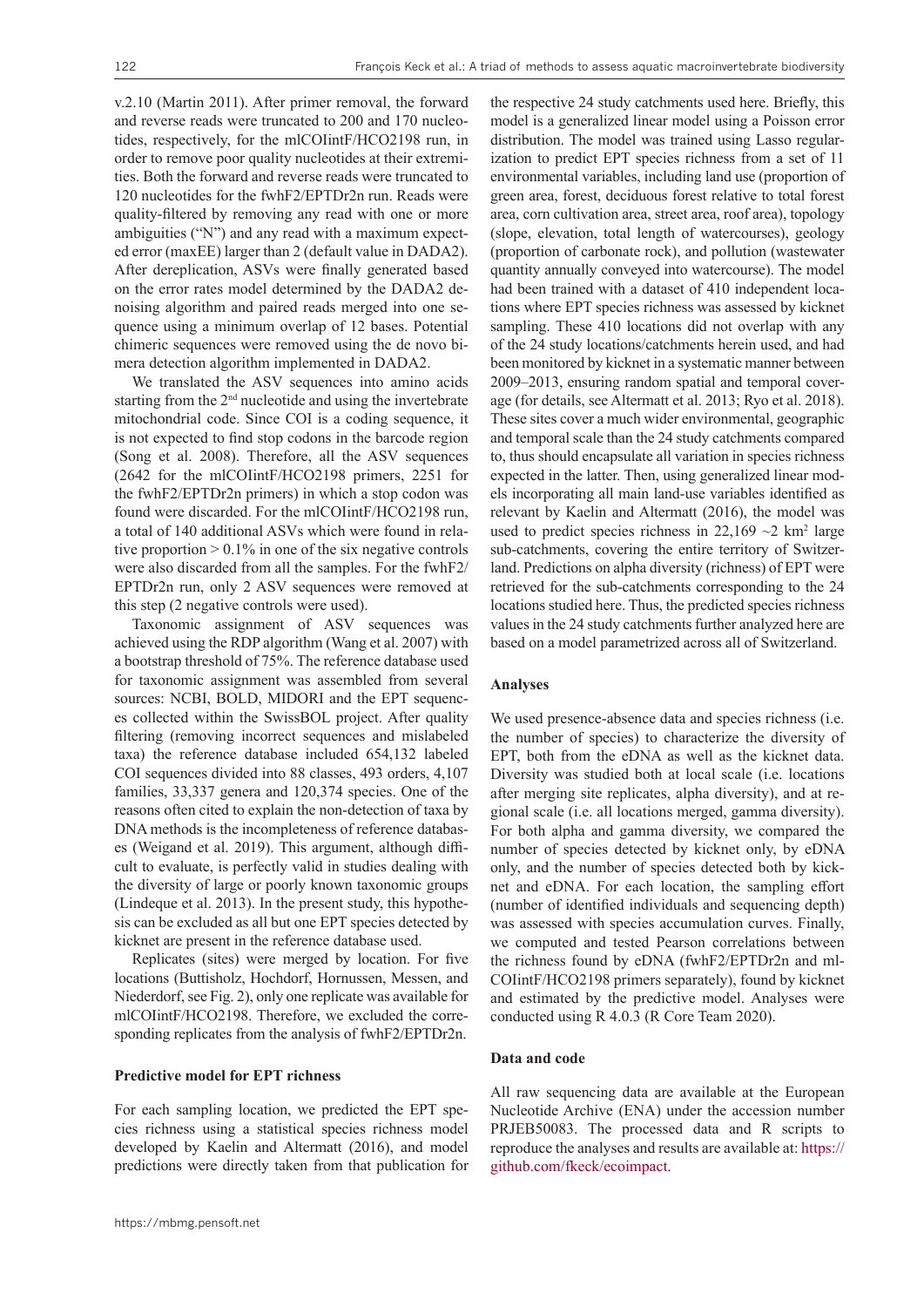v.2.10 (Martin 2011). After primer removal, the forward and reverse reads were truncated to 200 and 170 nucleotides, respectively, for the mlCOIintF/HCO2198 run, in order to remove poor quality nucleotides at their extremities. Both the forward and reverse reads were truncated to 120 nucleotides for the fwhF2/EPTDr2n run. Reads were quality-filtered by removing any read with one or more ambiguities ("N") and any read with a maximum expected error (maxEE) larger than 2 (default value in DADA2). After dereplication, ASVs were finally generated based on the error rates model determined by the DADA2 denoising algorithm and paired reads merged into one sequence using a minimum overlap of 12 bases. Potential chimeric sequences were removed using the de novo bimera detection algorithm implemented in DADA2.

We translated the ASV sequences into amino acids starting from the 2nd nucleotide and using the invertebrate mitochondrial code. Since COI is a coding sequence, it is not expected to find stop codons in the barcode region (Song et al. 2008). Therefore, all the ASV sequences (2642 for the mlCOIintF/HCO2198 primers, 2251 for the fwhF2/EPTDr2n primers) in which a stop codon was found were discarded. For the mlCOIintF/HCO2198 run, a total of 140 additional ASVs which were found in relative proportion > 0.1% in one of the six negative controls were also discarded from all the samples. For the fwhF2/EPTDr2n run, only 2 ASV sequences were removed at this step (2 negative controls were used).

Taxonomic assignment of ASV sequences was achieved using the RDP algorithm (Wang et al. 2007) with a bootstrap threshold of 75%. The reference database used for taxonomic assignment was assembled from several sources: NCBI, BOLD, MIDORI and the EPT sequences collected within the SwissBOL project. After quality filtering (removing incorrect sequences and mislabeled taxa) the reference database included 654,132 labeled COI sequences divided into 88 classes, 493 orders, 4,107 families, 33,337 genera and 120,374 species. One of the reasons often cited to explain the non-detection of taxa by DNA methods is the incompleteness of reference databases (Weigand et al. 2019). This argument, although difficult to evaluate, is perfectly valid in studies dealing with the diversity of large or poorly known taxonomic groups (Lindeque et al. 2013). In the present study, this hypothesis can be excluded as all but one EPT species detected by kicknet are present in the reference database used.

Replicates (sites) were merged by location. For five locations (Buttisholz, Hochdorf, Hornussen, Messen, and Niederdorf, see Fig. 2), only one replicate was available for mlCOIintF/HCO2198. Therefore, we excluded the corresponding replicates from the analysis of fwhF2/EPTDr2n.

### Predictive model for EPT richness

For each sampling location, we predicted the EPT species richness using a statistical species richness model developed by Kaelin and Altermatt (2016), and model predictions were directly taken from that publication for the respective 24 study catchments used here. Briefly, this model is a generalized linear model using a Poisson error distribution. The model was trained using Lasso regularization to predict EPT species richness from a set of 11 environmental variables, including land use (proportion of green area, forest, deciduous forest relative to total forest area, corn cultivation area, street area, roof area), topology (slope, elevation, total length of watercourses), geology (proportion of carbonate rock), and pollution (wastewater quantity annually conveyed into watercourse). The model had been trained with a dataset of 410 independent locations where EPT species richness was assessed by kicknet sampling. These 410 locations did not overlap with any of the 24 study locations/catchments herein used, and had been monitored by kicknet in a systematic manner between 2009–2013, ensuring random spatial and temporal coverage (for details, see Altermatt et al. 2013; Ryo et al. 2018). These sites cover a much wider environmental, geographic and temporal scale than the 24 study catchments compared to, thus should encapsulate all variation in species richness expected in the latter. Then, using generalized linear models incorporating all main land-use variables identified as relevant by Kaelin and Altermatt (2016), the model was used to predict species richness in 22,169 ~2 km$^2$ large sub-catchments, covering the entire territory of Switzerland. Predictions on alpha diversity (richness) of EPT were retrieved for the sub-catchments corresponding to the 24 locations studied here. Thus, the predicted species richness values in the 24 study catchments further analyzed here are based on a model parametrized across all of Switzerland.

### Analyses

We used presence-absence data and species richness (i.e. the number of species) to characterize the diversity of EPT, both from the eDNA as well as the kicknet data. Diversity was studied both at local scale (i.e. locations after merging site replicates, alpha diversity), and at regional scale (i.e. all locations merged, gamma diversity). For both alpha and gamma diversity, we compared the number of species detected by kicknet only, by eDNA only, and the number of species detected both by kicknet and eDNA. For each location, the sampling effort (number of identified individuals and sequencing depth) was assessed with species accumulation curves. Finally, we computed and tested Pearson correlations between the richness found by eDNA (fwhF2/EPTDr2n and mlCOIintF/HCO2198 primers separately), found by kicknet and estimated by the predictive model. Analyses were conducted using R 4.0.3 (R Core Team 2020).

### Data and code

All raw sequencing data are available at the European Nucleotide Archive (ENA) under the accession number PRJEB50083. The processed data and R scripts to reproduce the analyses and results are available at: https://github.com/fkeck/ecoimpact.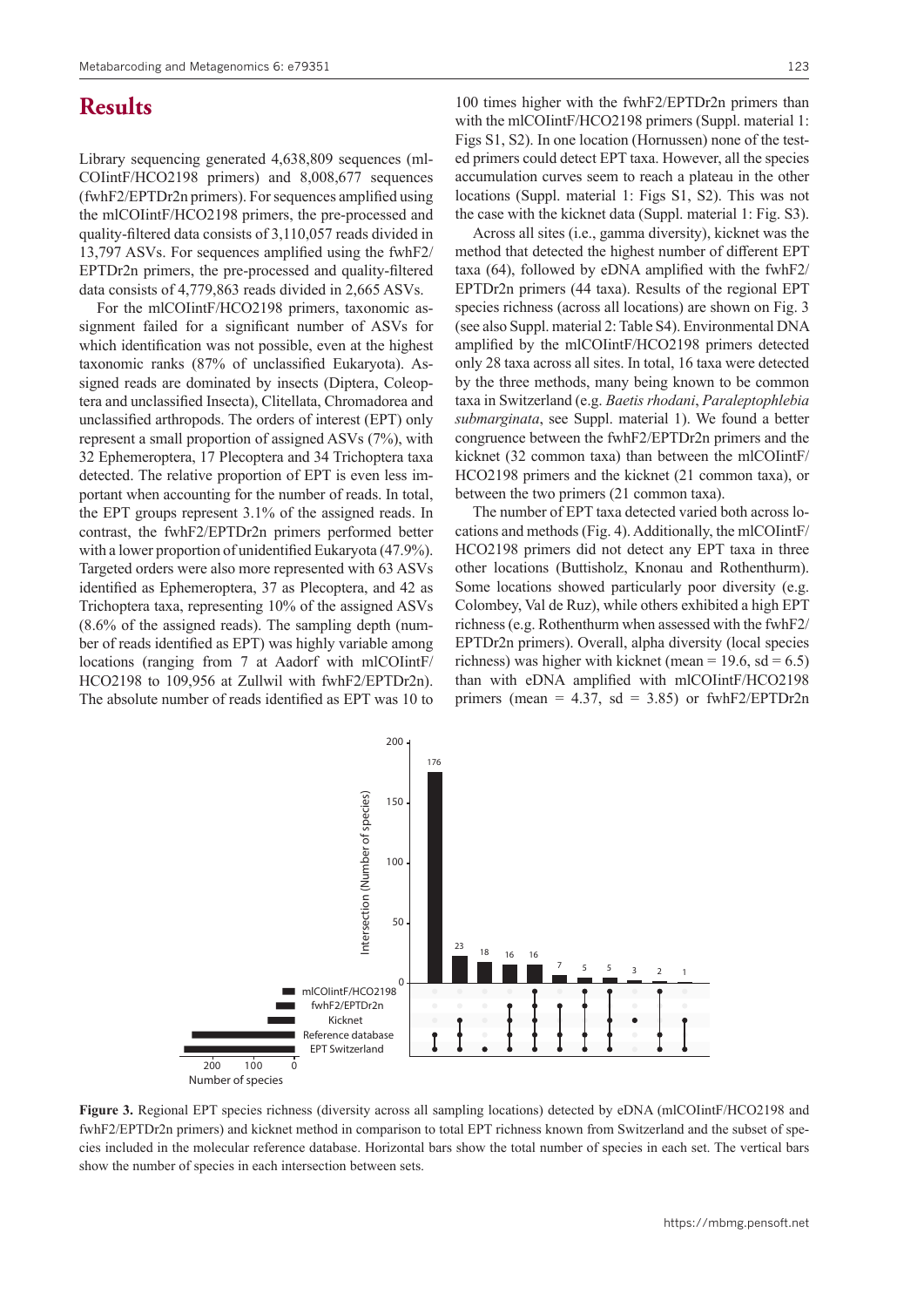## Results

Library sequencing generated 4,638,809 sequences (mlCOIintF/HCO2198 primers) and 8,008,677 sequences (fwhF2/EPTDr2n primers). For sequences amplified using the mlCOIintF/HCO2198 primers, the pre-processed and quality-filtered data consists of 3,110,057 reads divided in 13,797 ASVs. For sequences amplified using the fwhF2/EPTDr2n primers, the pre-processed and quality-filtered data consists of 4,779,863 reads divided in 2,665 ASVs.

For the mlCOIintF/HCO2198 primers, taxonomic assignment failed for a significant number of ASVs for which identification was not possible, even at the highest taxonomic ranks (87% of unclassified Eukaryota). Assigned reads are dominated by insects (Diptera, Coleoptera and unclassified Insecta), Clitellata, Chromadorea and unclassified arthropods. The orders of interest (EPT) only represent a small proportion of assigned ASVs (7%), with 32 Ephemeroptera, 17 Plecoptera and 34 Trichoptera taxa detected. The relative proportion of EPT is even less important when accounting for the number of reads. In total, the EPT groups represent 3.1% of the assigned reads. In contrast, the fwhF2/EPTDr2n primers performed better with a lower proportion of unidentified Eukaryota (47.9%). Targeted orders were also more represented with 63 ASVs identified as Ephemeroptera, 37 as Plecoptera, and 42 as Trichoptera taxa, representing 10% of the assigned ASVs (8.6% of the assigned reads). The sampling depth (number of reads identified as EPT) was highly variable among locations (ranging from 7 at Aadorf with mlCOIintF/HCO2198 to 109,956 at Zullwil with fwhF2/EPTDr2n). The absolute number of reads identified as EPT was 10 to 100 times higher with the fwhF2/EPTDr2n primers than with the mlCOIintF/HCO2198 primers (Suppl. material 1: Figs S1, S2). In one location (Hornussen) none of the tested primers could detect EPT taxa. However, all the species accumulation curves seem to reach a plateau in the other locations (Suppl. material 1: Figs S1, S2). This was not the case with the kicknet data (Suppl. material 1: Fig. S3).

Across all sites (i.e., gamma diversity), kicknet was the method that detected the highest number of different EPT taxa (64), followed by eDNA amplified with the fwhF2/EPTDr2n primers (44 taxa). Results of the regional EPT species richness (across all locations) are shown on Fig. 3 (see also Suppl. material 2: Table S4). Environmental DNA amplified by the mlCOIintF/HCO2198 primers detected only 28 taxa across all sites. In total, 16 taxa were detected by the three methods, many being known to be common taxa in Switzerland (e.g. *Baetis rhodani*, *Paraleptophlebia submarginata*, see Suppl. material 1). We found a better congruence between the fwhF2/EPTDr2n primers and the kicknet (32 common taxa) than between the mlCOIintF/HCO2198 primers and the kicknet (21 common taxa), or between the two primers (21 common taxa).

The number of EPT taxa detected varied both across locations and methods (Fig. 4). Additionally, the mlCOIintF/HCO2198 primers did not detect any EPT taxa in three other locations (Buttisholz, Knonau and Rothenthurm). Some locations showed particularly poor diversity (e.g. Colombey, Val de Ruz), while others exhibited a high EPT richness (e.g. Rothenthurm when assessed with the fwhF2/EPTDr2n primers). Overall, alpha diversity (local species richness) was higher with kicknet (mean = 19.6, sd = 6.5) than with eDNA amplified with mlCOIintF/HCO2198 primers (mean = 4.37, sd = 3.85) or fwhF2/EPTDr2n

**Figure 3.** Regional EPT species richness (diversity across all sampling locations) detected by eDNA (mlCOIintF/HCO2198 and fwhF2/EPTDr2n primers) and kicknet method in comparison to total EPT richness known from Switzerland and the subset of species included in the molecular reference database. Horizontal bars show the total number of species in each set. The vertical bars show the number of species in each intersection between sets.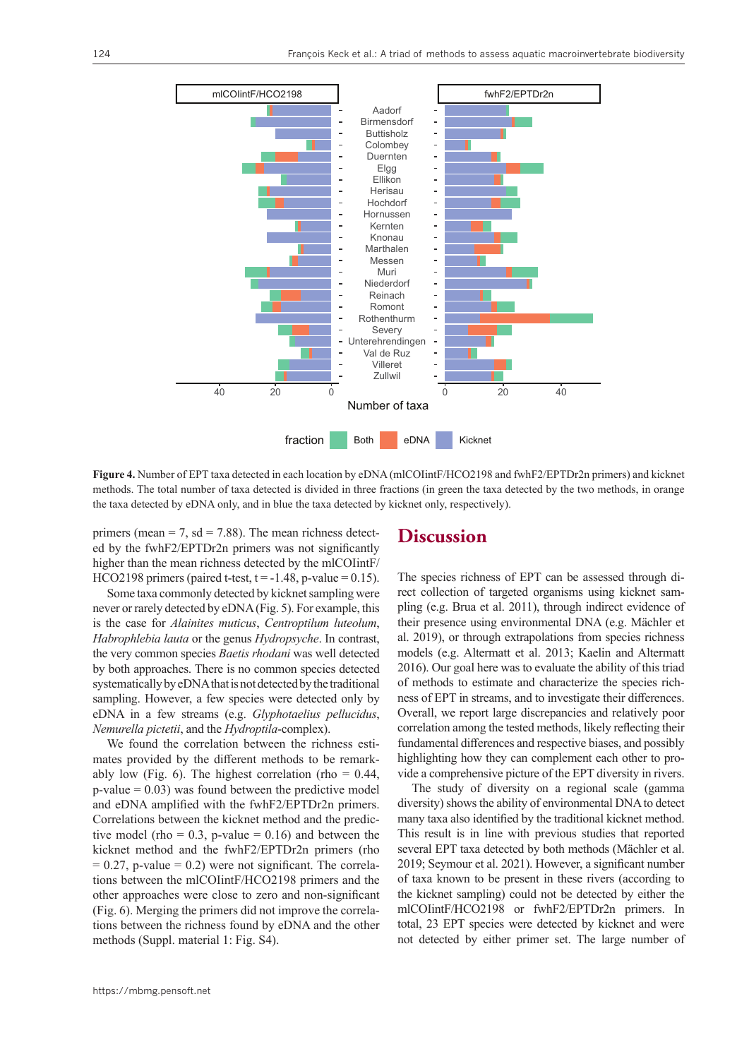**Figure 4.** Number of EPT taxa detected in each location by eDNA (mlCOIintF/HCO2198 and fwhF2/EPTDr2n primers) and kicknet methods. The total number of taxa detected is divided in three fractions (in green the taxa detected by the two methods, in orange the taxa detected by eDNA only, and in blue the taxa detected by kicknet only, respectively).

primers (mean = 7, sd = 7.88). The mean richness detected by the fwhF2/EPTDr2n primers was not significantly higher than the mean richness detected by the mlCOIintF/HCO2198 primers (paired t-test, t = -1.48, p-value = 0.15).

Some taxa commonly detected by kicknet sampling were never or rarely detected by eDNA (Fig. 5). For example, this is the case for *Alainites muticus*, *Centroptilum luteolum*, *Habrophlebia lauta* or the genus *Hydropsyche*. In contrast, the very common species *Baetis rhodani* was well detected by both approaches. There is no common species detected systematically by eDNA that is not detected by the traditional sampling. However, a few species were detected only by eDNA in a few streams (e.g. *Glyphotaelius pellucidus*, *Nemurella pictetii*, and the *Hydroptila*-complex).

We found the correlation between the richness estimates provided by the different methods to be remarkably low (Fig. 6). The highest correlation (rho = 0.44, p-value = 0.03) was found between the predictive model and eDNA amplified with the fwhF2/EPTDr2n primers. Correlations between the kicknet method and the predictive model (rho = 0.3, p-value = 0.16) and between the kicknet method and the fwhF2/EPTDr2n primers (rho = 0.27, p-value = 0.2) were not significant. The correlations between the mlCOIintF/HCO2198 primers and the other approaches were close to zero and non-significant (Fig. 6). Merging the primers did not improve the correlations between the richness found by eDNA and the other methods (Suppl. material 1: Fig. S4).

# Discussion

The species richness of EPT can be assessed through direct collection of targeted organisms using kicknet sampling (e.g. Brua et al. 2011), through indirect evidence of their presence using environmental DNA (e.g. Mächler et al. 2019), or through extrapolations from species richness models (e.g. Altermatt et al. 2013; Kaelin and Altermatt 2016). Our goal here was to evaluate the ability of this triad of methods to estimate and characterize the species richness of EPT in streams, and to investigate their differences. Overall, we report large discrepancies and relatively poor correlation among the tested methods, likely reflecting their fundamental differences and respective biases, and possibly highlighting how they can complement each other to provide a comprehensive picture of the EPT diversity in rivers.

The study of diversity on a regional scale (gamma diversity) shows the ability of environmental DNA to detect many taxa also identified by the traditional kicknet method. This result is in line with previous studies that reported several EPT taxa detected by both methods (Mächler et al. 2019; Seymour et al. 2021). However, a significant number of taxa known to be present in these rivers (according to the kicknet sampling) could not be detected by either the mlCOIintF/HCO2198 or fwhF2/EPTDr2n primers. In total, 23 EPT species were detected by kicknet and were not detected by either primer set. The large number of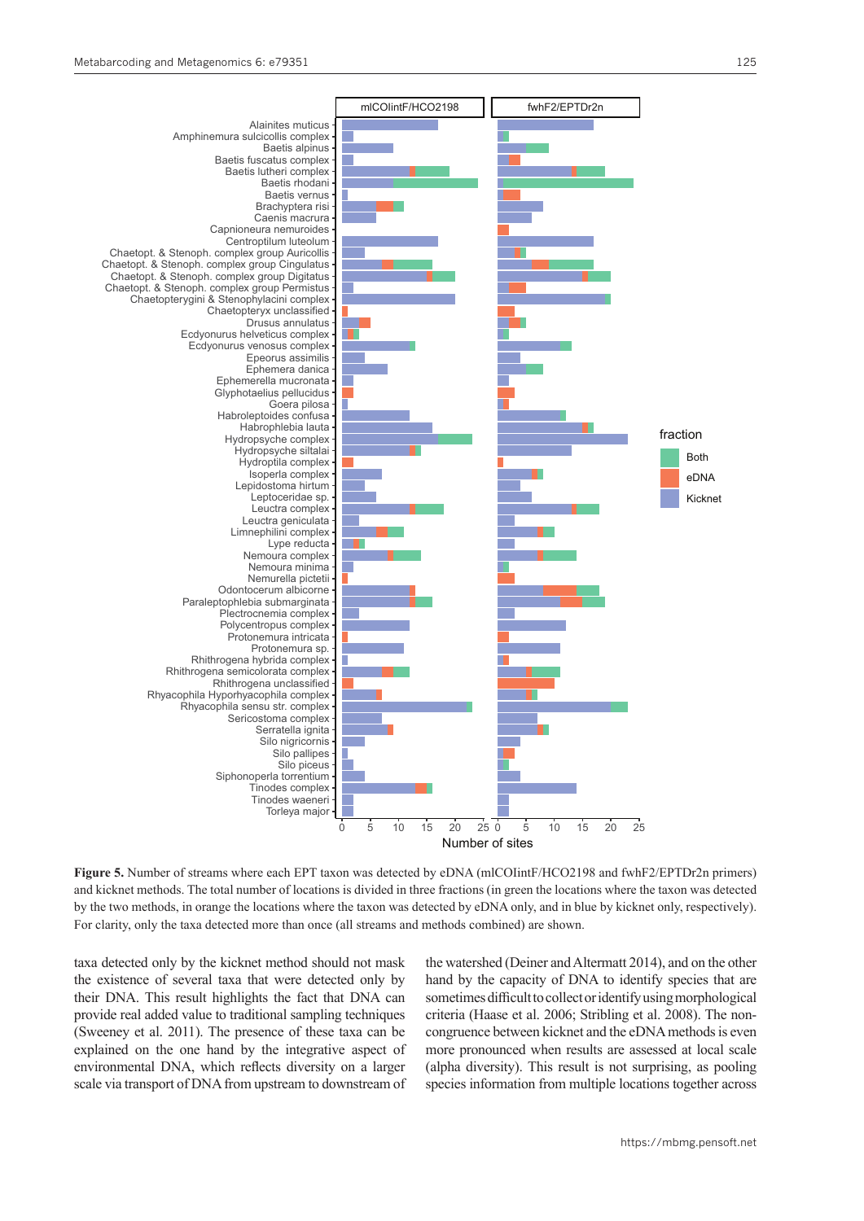**Figure 5.** Number of streams where each EPT taxon was detected by eDNA (mlCOIintF/HCO2198 and fwhF2/EPTDr2n primers) and kicknet methods. The total number of locations is divided in three fractions (in green the locations where the taxon was detected by the two methods, in orange the locations where the taxon was detected by eDNA only, and in blue by kicknet only, respectively). For clarity, only the taxa detected more than once (all streams and methods combined) are shown.

taxa detected only by the kicknet method should not mask the existence of several taxa that were detected only by their DNA. This result highlights the fact that DNA can provide real added value to traditional sampling techniques (Sweeney et al. 2011). The presence of these taxa can be explained on the one hand by the integrative aspect of environmental DNA, which reflects diversity on a larger scale via transport of DNA from upstream to downstream of the watershed (Deiner and Altermatt 2014), and on the other hand by the capacity of DNA to identify species that are sometimes difficult to collect or identify using morphological criteria (Haase et al. 2006; Stribling et al. 2008). The non-congruence between kicknet and the eDNA methods is even more pronounced when results are assessed at local scale (alpha diversity). This result is not surprising, as pooling species information from multiple locations together across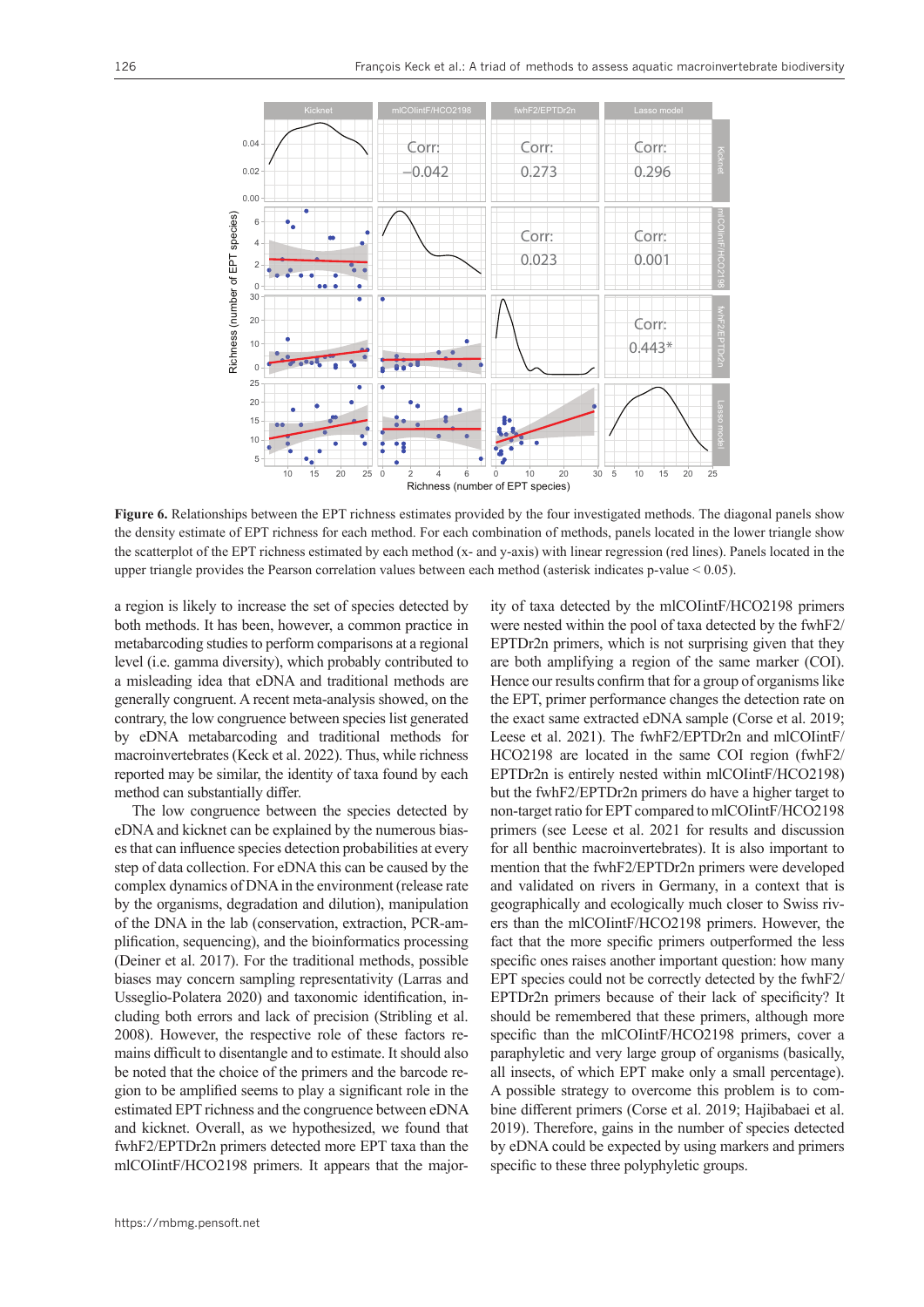**Figure 6.** Relationships between the EPT richness estimates provided by the four investigated methods. The diagonal panels show the density estimate of EPT richness for each method. For each combination of methods, panels located in the lower triangle show the scatterplot of the EPT richness estimated by each method (x- and y-axis) with linear regression (red lines). Panels located in the upper triangle provides the Pearson correlation values between each method (asterisk indicates p-value < 0.05).

a region is likely to increase the set of species detected by both methods. It has been, however, a common practice in metabarcoding studies to perform comparisons at a regional level (i.e. gamma diversity), which probably contributed to a misleading idea that eDNA and traditional methods are generally congruent. A recent meta-analysis showed, on the contrary, the low congruence between species list generated by eDNA metabarcoding and traditional methods for macroinvertebrates (Keck et al. 2022). Thus, while richness reported may be similar, the identity of taxa found by each method can substantially differ.

The low congruence between the species detected by eDNA and kicknet can be explained by the numerous biases that can influence species detection probabilities at every step of data collection. For eDNA this can be caused by the complex dynamics of DNA in the environment (release rate by the organisms, degradation and dilution), manipulation of the DNA in the lab (conservation, extraction, PCR-amplification, sequencing), and the bioinformatics processing (Deiner et al. 2017). For the traditional methods, possible biases may concern sampling representativity (Larras and Usseglio-Polatera 2020) and taxonomic identification, including both errors and lack of precision (Stribling et al. 2008). However, the respective role of these factors remains difficult to disentangle and to estimate. It should also be noted that the choice of the primers and the barcode region to be amplified seems to play a significant role in the estimated EPT richness and the congruence between eDNA and kicknet. Overall, as we hypothesized, we found that fwhF2/EPTDr2n primers detected more EPT taxa than the mlCOIintF/HCO2198 primers. It appears that the majority of taxa detected by the mlCOIintF/HCO2198 primers were nested within the pool of taxa detected by the fwhF2/EPTDr2n primers, which is not surprising given that they are both amplifying a region of the same marker (COI). Hence our results confirm that for a group of organisms like the EPT, primer performance changes the detection rate on the exact same extracted eDNA sample (Corse et al. 2019; Leese et al. 2021). The fwhF2/EPTDr2n and mlCOIintF/HCO2198 are located in the same COI region (fwhF2/EPTDr2n is entirely nested within mlCOIintF/HCO2198) but the fwhF2/EPTDr2n primers do have a higher target to non-target ratio for EPT compared to mlCOIintF/HCO2198 primers (see Leese et al. 2021 for results and discussion for all benthic macroinvertebrates). It is also important to mention that the fwhF2/EPTDr2n primers were developed and validated on rivers in Germany, in a context that is geographically and ecologically much closer to Swiss rivers than the mlCOIintF/HCO2198 primers. However, the fact that the more specific primers outperformed the less specific ones raises another important question: how many EPT species could not be correctly detected by the fwhF2/EPTDr2n primers because of their lack of specificity? It should be remembered that these primers, although more specific than the mlCOIintF/HCO2198 primers, cover a paraphyletic and very large group of organisms (basically, all insects, of which EPT make only a small percentage). A possible strategy to overcome this problem is to combine different primers (Corse et al. 2019; Hajibabaei et al. 2019). Therefore, gains in the number of species detected by eDNA could be expected by using markers and primers specific to these three polyphyletic groups.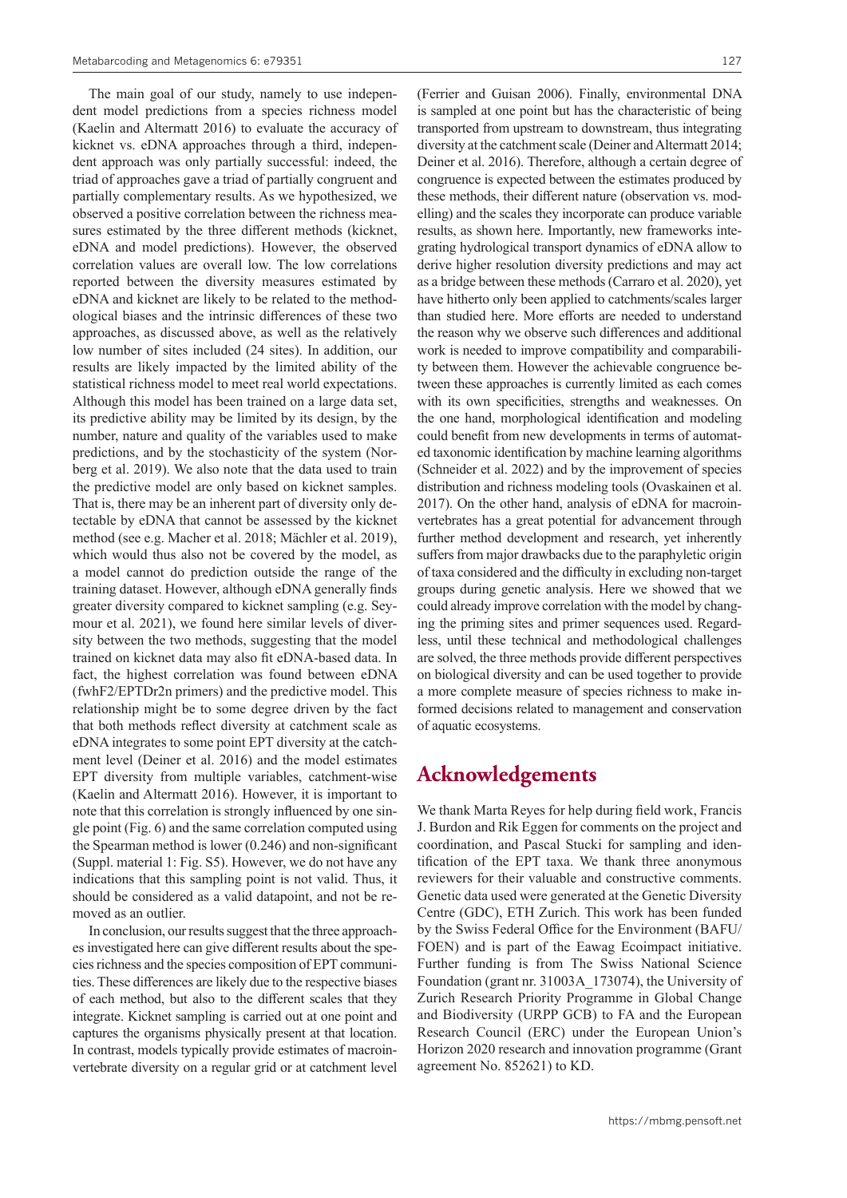The main goal of our study, namely to use independent model predictions from a species richness model (Kaelin and Altermatt 2016) to evaluate the accuracy of kicknet vs. eDNA approaches through a third, independent approach was only partially successful: indeed, the triad of approaches gave a triad of partially congruent and partially complementary results. As we hypothesized, we observed a positive correlation between the richness measures estimated by the three different methods (kicknet, eDNA and model predictions). However, the observed correlation values are overall low. The low correlations reported between the diversity measures estimated by eDNA and kicknet are likely to be related to the methodological biases and the intrinsic differences of these two approaches, as discussed above, as well as the relatively low number of sites included (24 sites). In addition, our results are likely impacted by the limited ability of the statistical richness model to meet real world expectations. Although this model has been trained on a large data set, its predictive ability may be limited by its design, by the number, nature and quality of the variables used to make predictions, and by the stochasticity of the system (Norberg et al. 2019). We also note that the data used to train the predictive model are only based on kicknet samples. That is, there may be an inherent part of diversity only detectable by eDNA that cannot be assessed by the kicknet method (see e.g. Macher et al. 2018; Mächler et al. 2019), which would thus also not be covered by the model, as a model cannot do prediction outside the range of the training dataset. However, although eDNA generally finds greater diversity compared to kicknet sampling (e.g. Seymour et al. 2021), we found here similar levels of diversity between the two methods, suggesting that the model trained on kicknet data may also fit eDNA-based data. In fact, the highest correlation was found between eDNA (fwhF2/EPTDr2n primers) and the predictive model. This relationship might be to some degree driven by the fact that both methods reflect diversity at catchment scale as eDNA integrates to some point EPT diversity at the catchment level (Deiner et al. 2016) and the model estimates EPT diversity from multiple variables, catchment-wise (Kaelin and Altermatt 2016). However, it is important to note that this correlation is strongly influenced by one single point (Fig. 6) and the same correlation computed using the Spearman method is lower (0.246) and non-significant (Suppl. material 1: Fig. S5). However, we do not have any indications that this sampling point is not valid. Thus, it should be considered as a valid datapoint, and not be removed as an outlier.

In conclusion, our results suggest that the three approaches investigated here can give different results about the species richness and the species composition of EPT communities. These differences are likely due to the respective biases of each method, but also to the different scales that they integrate. Kicknet sampling is carried out at one point and captures the organisms physically present at that location. In contrast, models typically provide estimates of macroinvertebrate diversity on a regular grid or at catchment level (Ferrier and Guisan 2006). Finally, environmental DNA is sampled at one point but has the characteristic of being transported from upstream to downstream, thus integrating diversity at the catchment scale (Deiner and Altermatt 2014; Deiner et al. 2016). Therefore, although a certain degree of congruence is expected between the estimates produced by these methods, their different nature (observation vs. modelling) and the scales they incorporate can produce variable results, as shown here. Importantly, new frameworks integrating hydrological transport dynamics of eDNA allow to derive higher resolution diversity predictions and may act as a bridge between these methods (Carraro et al. 2020), yet have hitherto only been applied to catchments/scales larger than studied here. More efforts are needed to understand the reason why we observe such differences and additional work is needed to improve compatibility and comparability between them. However the achievable congruence between these approaches is currently limited as each comes with its own specificities, strengths and weaknesses. On the one hand, morphological identification and modeling could benefit from new developments in terms of automated taxonomic identification by machine learning algorithms (Schneider et al. 2022) and by the improvement of species distribution and richness modeling tools (Ovaskainen et al. 2017). On the other hand, analysis of eDNA for macroinvertebrates has a great potential for advancement through further method development and research, yet inherently suffers from major drawbacks due to the paraphyletic origin of taxa considered and the difficulty in excluding non-target groups during genetic analysis. Here we showed that we could already improve correlation with the model by changing the priming sites and primer sequences used. Regardless, until these technical and methodological challenges are solved, the three methods provide different perspectives on biological diversity and can be used together to provide a more complete measure of species richness to make informed decisions related to management and conservation of aquatic ecosystems.

# Acknowledgements

We thank Marta Reyes for help during field work, Francis J. Burdon and Rik Eggen for comments on the project and coordination, and Pascal Stucki for sampling and identification of the EPT taxa. We thank three anonymous reviewers for their valuable and constructive comments. Genetic data used were generated at the Genetic Diversity Centre (GDC), ETH Zurich. This work has been funded by the Swiss Federal Office for the Environment (BAFU/FOEN) and is part of the Eawag Ecoimpact initiative. Further funding is from The Swiss National Science Foundation (grant nr. 31003A_173074), the University of Zurich Research Priority Programme in Global Change and Biodiversity (URPP GCB) to FA and the European Research Council (ERC) under the European Union's Horizon 2020 research and innovation programme (Grant agreement No. 852621) to KD.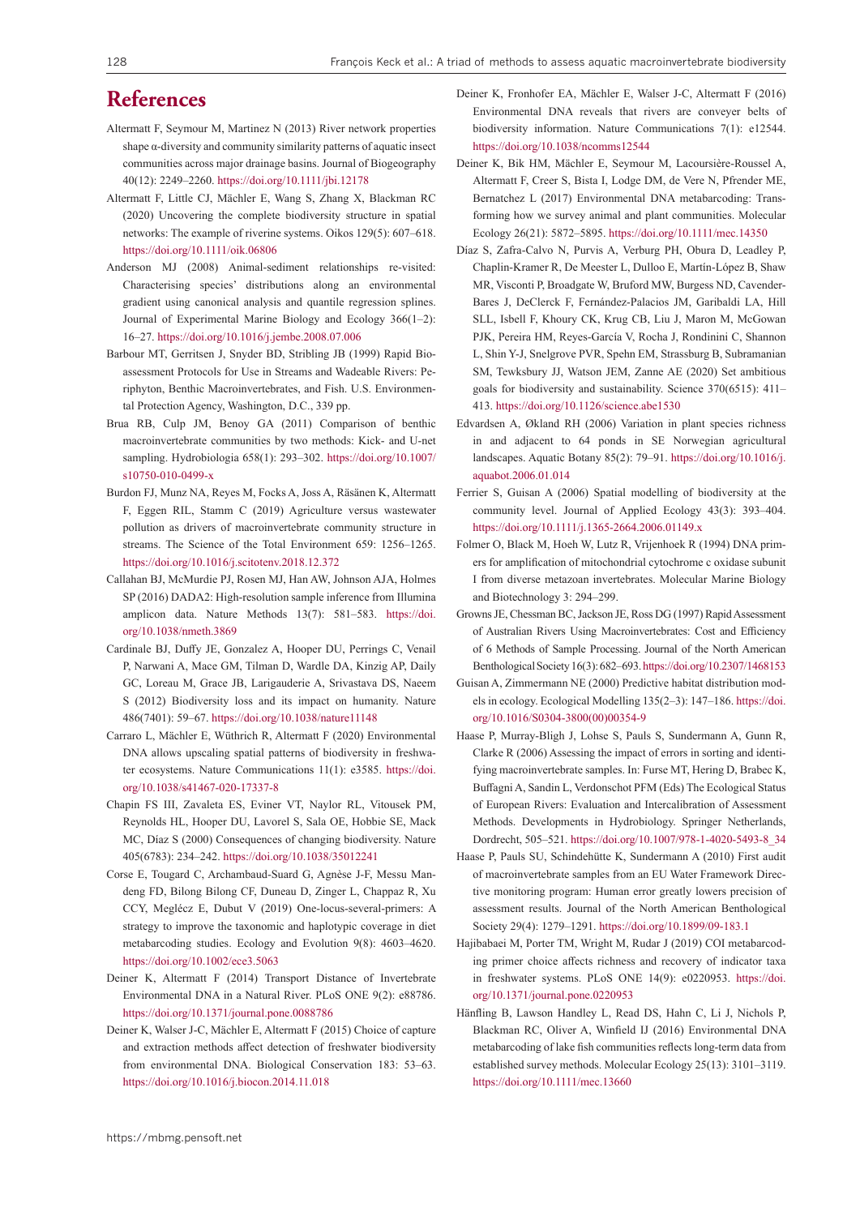# References

Altermatt F, Seymour M, Martinez N (2013) River network properties shape α-diversity and community similarity patterns of aquatic insect communities across major drainage basins. Journal of Biogeography 40(12): 2249–2260. https://doi.org/10.1111/jbi.12178

Altermatt F, Little CJ, Mächler E, Wang S, Zhang X, Blackman RC (2020) Uncovering the complete biodiversity structure in spatial networks: The example of riverine systems. Oikos 129(5): 607–618. https://doi.org/10.1111/oik.06806

Anderson MJ (2008) Animal-sediment relationships re-visited: Characterising species' distributions along an environmental gradient using canonical analysis and quantile regression splines. Journal of Experimental Marine Biology and Ecology 366(1–2): 16–27. https://doi.org/10.1016/j.jembe.2008.07.006

Barbour MT, Gerritsen J, Snyder BD, Stribling JB (1999) Rapid Bioassessment Protocols for Use in Streams and Wadeable Rivers: Periphyton, Benthic Macroinvertebrates, and Fish. U.S. Environmental Protection Agency, Washington, D.C., 339 pp.

Brua RB, Culp JM, Benoy GA (2011) Comparison of benthic macroinvertebrate communities by two methods: Kick- and U-net sampling. Hydrobiologia 658(1): 293–302. https://doi.org/10.1007/s10750-010-0499-x

Burdon FJ, Munz NA, Reyes M, Focks A, Joss A, Räsänen K, Altermatt F, Eggen RIL, Stamm C (2019) Agriculture versus wastewater pollution as drivers of macroinvertebrate community structure in streams. The Science of the Total Environment 659: 1256–1265. https://doi.org/10.1016/j.scitotenv.2018.12.372

Callahan BJ, McMurdie PJ, Rosen MJ, Han AW, Johnson AJA, Holmes SP (2016) DADA2: High-resolution sample inference from Illumina amplicon data. Nature Methods 13(7): 581–583. https://doi.org/10.1038/nmeth.3869

Cardinale BJ, Duffy JE, Gonzalez A, Hooper DU, Perrings C, Venail P, Narwani A, Mace GM, Tilman D, Wardle DA, Kinzig AP, Daily GC, Loreau M, Grace JB, Larigauderie A, Srivastava DS, Naeem S (2012) Biodiversity loss and its impact on humanity. Nature 486(7401): 59–67. https://doi.org/10.1038/nature11148

Carraro L, Mächler E, Wüthrich R, Altermatt F (2020) Environmental DNA allows upscaling spatial patterns of biodiversity in freshwater ecosystems. Nature Communications 11(1): e3585. https://doi.org/10.1038/s41467-020-17337-8

Chapin FS III, Zavaleta ES, Eviner VT, Naylor RL, Vitousek PM, Reynolds HL, Hooper DU, Lavorel S, Sala OE, Hobbie SE, Mack MC, Díaz S (2000) Consequences of changing biodiversity. Nature 405(6783): 234–242. https://doi.org/10.1038/35012241

Corse E, Tougard C, Archambaud-Suard G, Agnèse J-F, Messu Mandeng FD, Bilong Bilong CF, Duneau D, Zinger L, Chappaz R, Xu CCY, Meglécz E, Dubut V (2019) One-locus-several-primers: A strategy to improve the taxonomic and haplotypic coverage in diet metabarcoding studies. Ecology and Evolution 9(8): 4603–4620. https://doi.org/10.1002/ece3.5063

Deiner K, Altermatt F (2014) Transport Distance of Invertebrate Environmental DNA in a Natural River. PLoS ONE 9(2): e88786. https://doi.org/10.1371/journal.pone.0088786

Deiner K, Walser J-C, Mächler E, Altermatt F (2015) Choice of capture and extraction methods affect detection of freshwater biodiversity from environmental DNA. Biological Conservation 183: 53–63. https://doi.org/10.1016/j.biocon.2014.11.018

Deiner K, Fronhofer EA, Mächler E, Walser J-C, Altermatt F (2016) Environmental DNA reveals that rivers are conveyer belts of biodiversity information. Nature Communications 7(1): e12544. https://doi.org/10.1038/ncomms12544

Deiner K, Bik HM, Mächler E, Seymour M, Lacoursière-Roussel A, Altermatt F, Creer S, Bista I, Lodge DM, de Vere N, Pfrender ME, Bernatchez L (2017) Environmental DNA metabarcoding: Transforming how we survey animal and plant communities. Molecular Ecology 26(21): 5872–5895. https://doi.org/10.1111/mec.14350

Díaz S, Zafra-Calvo N, Purvis A, Verburg PH, Obura D, Leadley P, Chaplin-Kramer R, De Meester L, Dulloo E, Martín-López B, Shaw MR, Visconti P, Broadgate W, Bruford MW, Burgess ND, Cavender-Bares J, DeClerck F, Fernández-Palacios JM, Garibaldi LA, Hill SLL, Isbell F, Khoury CK, Krug CB, Liu J, Maron M, McGowan PJK, Pereira HM, Reyes-García V, Rocha J, Rondinini C, Shannon L, Shin Y-J, Snelgrove PVR, Spehn EM, Strassburg B, Subramanian SM, Tewksbury JJ, Watson JEM, Zanne AE (2020) Set ambitious goals for biodiversity and sustainability. Science 370(6515): 411–413. https://doi.org/10.1126/science.abe1530

Edvardsen A, Økland RH (2006) Variation in plant species richness in and adjacent to 64 ponds in SE Norwegian agricultural landscapes. Aquatic Botany 85(2): 79–91. https://doi.org/10.1016/j.aquabot.2006.01.014

Ferrier S, Guisan A (2006) Spatial modelling of biodiversity at the community level. Journal of Applied Ecology 43(3): 393–404. https://doi.org/10.1111/j.1365-2664.2006.01149.x

Folmer O, Black M, Hoeh W, Lutz R, Vrijenhoek R (1994) DNA primers for amplification of mitochondrial cytochrome c oxidase subunit I from diverse metazoan invertebrates. Molecular Marine Biology and Biotechnology 3: 294–299.

Growns JE, Chessman BC, Jackson JE, Ross DG (1997) Rapid Assessment of Australian Rivers Using Macroinvertebrates: Cost and Efficiency of 6 Methods of Sample Processing. Journal of the North American Benthological Society 16(3): 682–693. https://doi.org/10.2307/1468153

Guisan A, Zimmermann NE (2000) Predictive habitat distribution models in ecology. Ecological Modelling 135(2–3): 147–186. https://doi.org/10.1016/S0304-3800(00)00354-9

Haase P, Murray-Bligh J, Lohse S, Pauls S, Sundermann A, Gunn R, Clarke R (2006) Assessing the impact of errors in sorting and identifying macroinvertebrate samples. In: Furse MT, Hering D, Brabec K, Buffagni A, Sandin L, Verdonschot PFM (Eds) The Ecological Status of European Rivers: Evaluation and Intercalibration of Assessment Methods. Developments in Hydrobiology. Springer Netherlands, Dordrecht, 505–521. https://doi.org/10.1007/978-1-4020-5493-8_34

Haase P, Pauls SU, Schindehütte K, Sundermann A (2010) First audit of macroinvertebrate samples from an EU Water Framework Directive monitoring program: Human error greatly lowers precision of assessment results. Journal of the North American Benthological Society 29(4): 1279–1291. https://doi.org/10.1899/09-183.1

Hajibabaei M, Porter TM, Wright M, Rudar J (2019) COI metabarcoding primer choice affects richness and recovery of indicator taxa in freshwater systems. PLoS ONE 14(9): e0220953. https://doi.org/10.1371/journal.pone.0220953

Hänfling B, Lawson Handley L, Read DS, Hahn C, Li J, Nichols P, Blackman RC, Oliver A, Winfield IJ (2016) Environmental DNA metabarcoding of lake fish communities reflects long-term data from established survey methods. Molecular Ecology 25(13): 3101–3119. https://doi.org/10.1111/mec.13660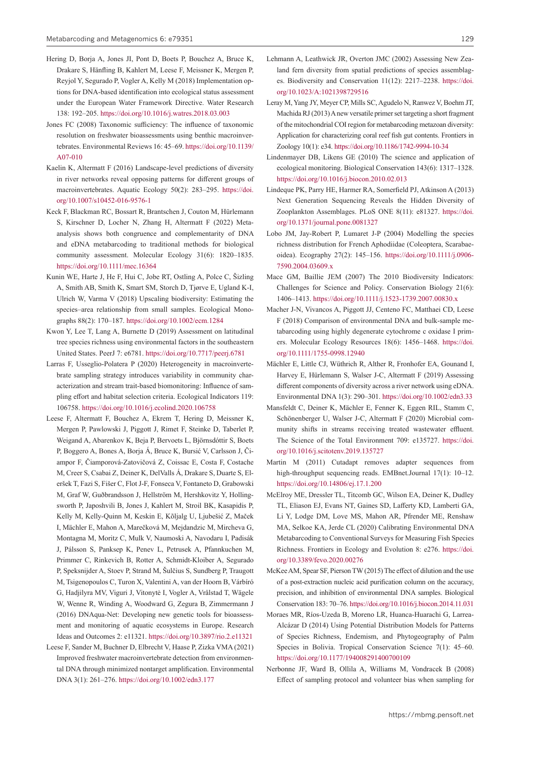Hering D, Borja A, Jones JI, Pont D, Boets P, Bouchez A, Bruce K, Drakare S, Hänfling B, Kahlert M, Leese F, Meissner K, Mergen P, Reyjol Y, Segurado P, Vogler A, Kelly M (2018) Implementation options for DNA-based identification into ecological status assessment under the European Water Framework Directive. Water Research 138: 192–205. https://doi.org/10.1016/j.watres.2018.03.003

Jones FC (2008) Taxonomic sufficiency: The influence of taxonomic resolution on freshwater bioassessments using benthic macroinvertebrates. Environmental Reviews 16: 45–69. https://doi.org/10.1139/A07-010

Kaelin K, Altermatt F (2016) Landscape-level predictions of diversity in river networks reveal opposing patterns for different groups of macroinvertebrates. Aquatic Ecology 50(2): 283–295. https://doi.org/10.1007/s10452-016-9576-1

Keck F, Blackman RC, Bossart R, Brantschen J, Couton M, Hürlemann S, Kirschner D, Locher N, Zhang H, Altermatt F (2022) Meta-analysis shows both congruence and complementarity of DNA and eDNA metabarcoding to traditional methods for biological community assessment. Molecular Ecology 31(6): 1820–1835. https://doi.org/10.1111/mec.16364

Kunin WE, Harte J, He F, Hui C, Jobe RT, Ostling A, Polce C, Šizling A, Smith AB, Smith K, Smart SM, Storch D, Tjørve E, Ugland K-I, Ulrich W, Varma V (2018) Upscaling biodiversity: Estimating the species–area relationship from small samples. Ecological Monographs 88(2): 170–187. https://doi.org/10.1002/ecm.1284

Kwon Y, Lee T, Lang A, Burnette D (2019) Assessment on latitudinal tree species richness using environmental factors in the southeastern United States. PeerJ 7: e6781. https://doi.org/10.7717/peerj.6781

Larras F, Usseglio-Polatera P (2020) Heterogeneity in macroinvertebrate sampling strategy introduces variability in community characterization and stream trait-based biomonitoring: Influence of sampling effort and habitat selection criteria. Ecological Indicators 119: 106758. https://doi.org/10.1016/j.ecolind.2020.106758

Leese F, Altermatt F, Bouchez A, Ekrem T, Hering D, Meissner K, Mergen P, Pawlowski J, Piggott J, Rimet F, Steinke D, Taberlet P, Weigand A, Abarenkov K, Beja P, Bervoets L, Björnsdóttir S, Boets P, Boggero A, Bones A, Borja Á, Bruce K, Bursić V, Carlsson J, Čiampor F, Čiamporová-Zatovičová Z, Coissac E, Costa F, Costache M, Creer S, Csabai Z, Deiner K, DelValls Á, Drakare S, Duarte S, Eleršek T, Fazi S, Fišer C, Flot J-F, Fonseca V, Fontaneto D, Grabowski M, Graf W, Guðbrandsson J, Hellström M, Hershkovitz Y, Hollingsworth P, Japoshvili B, Jones J, Kahlert M, Stroil BK, Kasapidis P, Kelly M, Kelly-Quinn M, Keskin E, Kõljalg U, Ljubešić Z, Maček I, Mächler E, Mahon A, Marečková M, Mejdandzic M, Mircheva G, Montagna M, Moritz C, Mulk V, Naumoski A, Navodaru I, Padisák J, Pálsson S, Panksep K, Penev L, Petrusek A, Pfannkuchen M, Primmer C, Rinkevich B, Rotter A, Schmidt-Kloiber A, Segurado P, Speksnijder A, Stoev P, Strand M, Šulčius S, Sundberg P, Traugott M, Tsigenopoulos C, Turon X, Valentini A, van der Hoorn B, Várbíró G, Hadjilyra MV, Viguri J, Vitonytė I, Vogler A, Vrålstad T, Wägele W, Wenne R, Winding A, Woodward G, Zegura B, Zimmermann J (2016) DNAqua-Net: Developing new genetic tools for bioassessment and monitoring of aquatic ecosystems in Europe. Research Ideas and Outcomes 2: e11321. https://doi.org/10.3897/rio.2.e11321

Leese F, Sander M, Buchner D, Elbrecht V, Haase P, Zizka VMA (2021) Improved freshwater macroinvertebrate detection from environmental DNA through minimized nontarget amplification. Environmental DNA 3(1): 261–276. https://doi.org/10.1002/edn3.177

Lehmann A, Leathwick JR, Overton JMC (2002) Assessing New Zealand fern diversity from spatial predictions of species assemblages. Biodiversity and Conservation 11(12): 2217–2238. https://doi.org/10.1023/A:1021398729516

Leray M, Yang JY, Meyer CP, Mills SC, Agudelo N, Ranwez V, Boehm JT, Machida RJ (2013) A new versatile primer set targeting a short fragment of the mitochondrial COI region for metabarcoding metazoan diversity: Application for characterizing coral reef fish gut contents. Frontiers in Zoology 10(1): e34. https://doi.org/10.1186/1742-9994-10-34

Lindenmayer DB, Likens GE (2010) The science and application of ecological monitoring. Biological Conservation 143(6): 1317–1328. https://doi.org/10.1016/j.biocon.2010.02.013

Lindeque PK, Parry HE, Harmer RA, Somerfield PJ, Atkinson A (2013) Next Generation Sequencing Reveals the Hidden Diversity of Zooplankton Assemblages. PLoS ONE 8(11): e81327. https://doi.org/10.1371/journal.pone.0081327

Lobo JM, Jay-Robert P, Lumaret J-P (2004) Modelling the species richness distribution for French Aphodiidae (Coleoptera, Scarabaeoidea). Ecography 27(2): 145–156. https://doi.org/10.1111/j.0906-7590.2004.03609.x

Mace GM, Baillie JEM (2007) The 2010 Biodiversity Indicators: Challenges for Science and Policy. Conservation Biology 21(6): 1406–1413. https://doi.org/10.1111/j.1523-1739.2007.00830.x

Macher J-N, Vivancos A, Piggott JJ, Centeno FC, Matthaei CD, Leese F (2018) Comparison of environmental DNA and bulk-sample metabarcoding using highly degenerate cytochrome c oxidase I primers. Molecular Ecology Resources 18(6): 1456–1468. https://doi.org/10.1111/1755-0998.12940

Mächler E, Little CJ, Wüthrich R, Alther R, Fronhofer EA, Gounand I, Harvey E, Hürlemann S, Walser J-C, Altermatt F (2019) Assessing different components of diversity across a river network using eDNA. Environmental DNA 1(3): 290–301. https://doi.org/10.1002/edn3.33

Mansfeldt C, Deiner K, Mächler E, Fenner K, Eggen RIL, Stamm C, Schönenberger U, Walser J-C, Altermatt F (2020) Microbial community shifts in streams receiving treated wastewater effluent. The Science of the Total Environment 709: e135727. https://doi.org/10.1016/j.scitotenv.2019.135727

Martin M (2011) Cutadapt removes adapter sequences from high-throughput sequencing reads. EMBnet.Journal 17(1): 10–12. https://doi.org/10.14806/ej.17.1.200

McElroy ME, Dressler TL, Titcomb GC, Wilson EA, Deiner K, Dudley TL, Eliason EJ, Evans NT, Gaines SD, Lafferty KD, Lamberti GA, Li Y, Lodge DM, Love MS, Mahon AR, Pfrender ME, Renshaw MA, Selkoe KA, Jerde CL (2020) Calibrating Environmental DNA Metabarcoding to Conventional Surveys for Measuring Fish Species Richness. Frontiers in Ecology and Evolution 8: e276. https://doi.org/10.3389/fevo.2020.00276

McKee AM, Spear SF, Pierson TW (2015) The effect of dilution and the use of a post-extraction nucleic acid purification column on the accuracy, precision, and inhibition of environmental DNA samples. Biological Conservation 183: 70–76. https://doi.org/10.1016/j.biocon.2014.11.031

Moraes MR, Ríos-Uzeda B, Moreno LR, Huanca-Huarachi G, Larrea-Alcázar D (2014) Using Potential Distribution Models for Patterns of Species Richness, Endemism, and Phytogeography of Palm Species in Bolivia. Tropical Conservation Science 7(1): 45–60. https://doi.org/10.1177/194008291400700109

Nerbonne JF, Ward B, Ollila A, Williams M, Vondracek B (2008) Effect of sampling protocol and volunteer bias when sampling for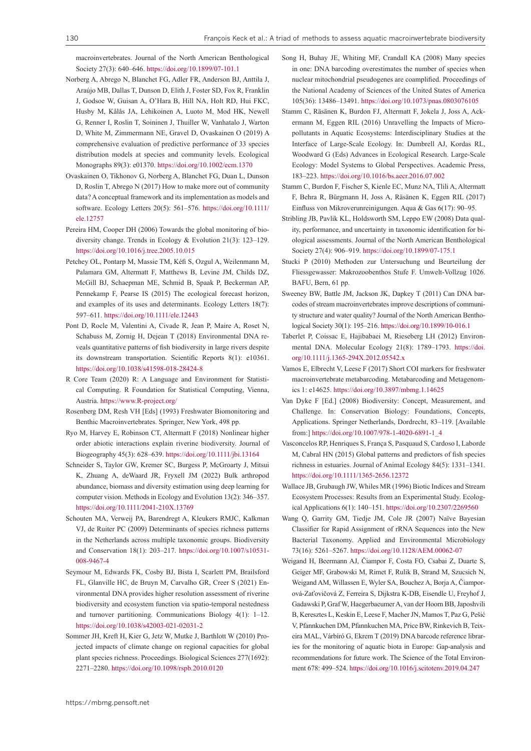macroinvertebrates. Journal of the North American Benthological Society 27(3): 640–646. https://doi.org/10.1899/07-101.1

Norberg A, Abrego N, Blanchet FG, Adler FR, Anderson BJ, Anttila J, Araújo MB, Dallas T, Dunson D, Elith J, Foster SD, Fox R, Franklin J, Godsoe W, Guisan A, O'Hara B, Hill NA, Holt RD, Hui FKC, Husby M, Kålås JA, Lehikoinen A, Luoto M, Mod HK, Newell G, Renner I, Roslin T, Soininen J, Thuiller W, Vanhatalo J, Warton D, White M, Zimmermann NE, Gravel D, Ovaskainen O (2019) A comprehensive evaluation of predictive performance of 33 species distribution models at species and community levels. Ecological Monographs 89(3): e01370. https://doi.org/10.1002/ecm.1370

Ovaskainen O, Tikhonov G, Norberg A, Blanchet FG, Duan L, Dunson D, Roslin T, Abrego N (2017) How to make more out of community data? A conceptual framework and its implementation as models and software. Ecology Letters 20(5): 561–576. https://doi.org/10.1111/ele.12757

Pereira HM, Cooper DH (2006) Towards the global monitoring of biodiversity change. Trends in Ecology & Evolution 21(3): 123–129. https://doi.org/10.1016/j.tree.2005.10.015

Petchey OL, Pontarp M, Massie TM, Kéfi S, Ozgul A, Weilenmann M, Palamara GM, Altermatt F, Matthews B, Levine JM, Childs DZ, McGill BJ, Schaepman ME, Schmid B, Spaak P, Beckerman AP, Pennekamp F, Pearse IS (2015) The ecological forecast horizon, and examples of its uses and determinants. Ecology Letters 18(7): 597–611. https://doi.org/10.1111/ele.12443

Pont D, Rocle M, Valentini A, Civade R, Jean P, Maire A, Roset N, Schabuss M, Zornig H, Dejean T (2018) Environmental DNA reveals quantitative patterns of fish biodiversity in large rivers despite its downstream transportation. Scientific Reports 8(1): e10361. https://doi.org/10.1038/s41598-018-28424-8

R Core Team (2020) R: A Language and Environment for Statistical Computing. R Foundation for Statistical Computing, Vienna, Austria. https://www.R-project.org/

Rosenberg DM, Resh VH [Eds] (1993) Freshwater Biomonitoring and Benthic Macroinvertebrates. Springer, New York, 498 pp.

Ryo M, Harvey E, Robinson CT, Altermatt F (2018) Nonlinear higher order abiotic interactions explain riverine biodiversity. Journal of Biogeography 45(3): 628–639. https://doi.org/10.1111/jbi.13164

Schneider S, Taylor GW, Kremer SC, Burgess P, McGroarty J, Mitsui K, Zhuang A, deWaard JR, Fryxell JM (2022) Bulk arthropod abundance, biomass and diversity estimation using deep learning for computer vision. Methods in Ecology and Evolution 13(2): 346–357. https://doi.org/10.1111/2041-210X.13769

Schouten MA, Verweij PA, Barendregt A, Kleukers RMJC, Kalkman VJ, de Ruiter PC (2009) Determinants of species richness patterns in the Netherlands across multiple taxonomic groups. Biodiversity and Conservation 18(1): 203–217. https://doi.org/10.1007/s10531-008-9467-4

Seymour M, Edwards FK, Cosby BJ, Bista I, Scarlett PM, Brailsford FL, Glanville HC, de Bruyn M, Carvalho GR, Creer S (2021) Environmental DNA provides higher resolution assessment of riverine biodiversity and ecosystem function via spatio-temporal nestedness and turnover partitioning. Communications Biology 4(1): 1–12. https://doi.org/10.1038/s42003-021-02031-2

Sommer JH, Kreft H, Kier G, Jetz W, Mutke J, Barthlott W (2010) Projected impacts of climate change on regional capacities for global plant species richness. Proceedings. Biological Sciences 277(1692): 2271–2280. https://doi.org/10.1098/rspb.2010.0120

Song H, Buhay JE, Whiting MF, Crandall KA (2008) Many species in one: DNA barcoding overestimates the number of species when nuclear mitochondrial pseudogenes are coamplified. Proceedings of the National Academy of Sciences of the United States of America 105(36): 13486–13491. https://doi.org/10.1073/pnas.0803076105

Stamm C, Räsänen K, Burdon FJ, Altermatt F, Jokela J, Joss A, Ackermann M, Eggen RIL (2016) Unravelling the Impacts of Micropollutants in Aquatic Ecosystems: Interdisciplinary Studies at the Interface of Large-Scale Ecology. In: Dumbrell AJ, Kordas RL, Woodward G (Eds) Advances in Ecological Research. Large-Scale Ecology: Model Systems to Global Perspectives. Academic Press, 183–223. https://doi.org/10.1016/bs.aecr.2016.07.002

Stamm C, Burdon F, Fischer S, Kienle EC, Munz NA, Tlili A, Altermatt F, Behra R, Bürgmann H, Joss A, Räsänen K, Eggen RIL (2017) Einfluss von Mikroverunreinigungen. Aqua & Gas 6(17): 90–95.

Stribling JB, Pavlik KL, Holdsworth SM, Leppo EW (2008) Data quality, performance, and uncertainty in taxonomic identification for biological assessments. Journal of the North American Benthological Society 27(4): 906–919. https://doi.org/10.1899/07-175.1

Stucki P (2010) Methoden zur Untersuchung und Beurteilung der Fliessgewasser: Makrozoobenthos Stufe F. Umwelt-Vollzug 1026. BAFU, Bern, 61 pp.

Sweeney BW, Battle JM, Jackson JK, Dapkey T (2011) Can DNA barcodes of stream macroinvertebrates improve descriptions of community structure and water quality? Journal of the North American Benthological Society 30(1): 195–216. https://doi.org/10.1899/10-016.1

Taberlet P, Coissac E, Hajibabaei M, Rieseberg LH (2012) Environmental DNA. Molecular Ecology 21(8): 1789–1793. https://doi.org/10.1111/j.1365-294X.2012.05542.x

Vamos E, Elbrecht V, Leese F (2017) Short COI markers for freshwater macroinvertebrate metabarcoding. Metabarcoding and Metagenomics 1: e14625. https://doi.org/10.3897/mbmg.1.14625

Van Dyke F [Ed.] (2008) Biodiversity: Concept, Measurement, and Challenge. In: Conservation Biology: Foundations, Concepts, Applications. Springer Netherlands, Dordrecht, 83–119. [Available from:] https://doi.org/10.1007/978-1-4020-6891-1_4

Vasconcelos RP, Henriques S, França S, Pasquaud S, Cardoso I, Laborde M, Cabral HN (2015) Global patterns and predictors of fish species richness in estuaries. Journal of Animal Ecology 84(5): 1331–1341. https://doi.org/10.1111/1365-2656.12372

Wallace JB, Grubaugh JW, Whiles MR (1996) Biotic Indices and Stream Ecosystem Processes: Results from an Experimental Study. Ecological Applications 6(1): 140–151. https://doi.org/10.2307/2269560

Wang Q, Garrity GM, Tiedje JM, Cole JR (2007) Naïve Bayesian Classifier for Rapid Assignment of rRNA Sequences into the New Bacterial Taxonomy. Applied and Environmental Microbiology 73(16): 5261–5267. https://doi.org/10.1128/AEM.00062-07

Weigand H, Beermann AJ, Čiampor F, Costa FO, Csabai Z, Duarte S, Geiger MF, Grabowski M, Rimet F, Rulik B, Strand M, Szucsich N, Weigand AM, Willassen E, Wyler SA, Bouchez A, Borja A, Čiamporová-Zaťovičová Z, Ferreira S, Dijkstra K-DB, Eisendle U, Freyhof J, Gadawski P, Graf W, Haegerbaeumer A, van der Hoorn BB, Japoshvili B, Keresztes L, Keskin E, Leese F, Macher JN, Mamos T, Paz G, Pešić V, Pfannkuchen DM, Pfannkuchen MA, Price BW, Rinkevich B, Teixeira MAL, Várbíró G, Ekrem T (2019) DNA barcode reference libraries for the monitoring of aquatic biota in Europe: Gap-analysis and recommendations for future work. The Science of the Total Environment 678: 499–524. https://doi.org/10.1016/j.scitotenv.2019.04.247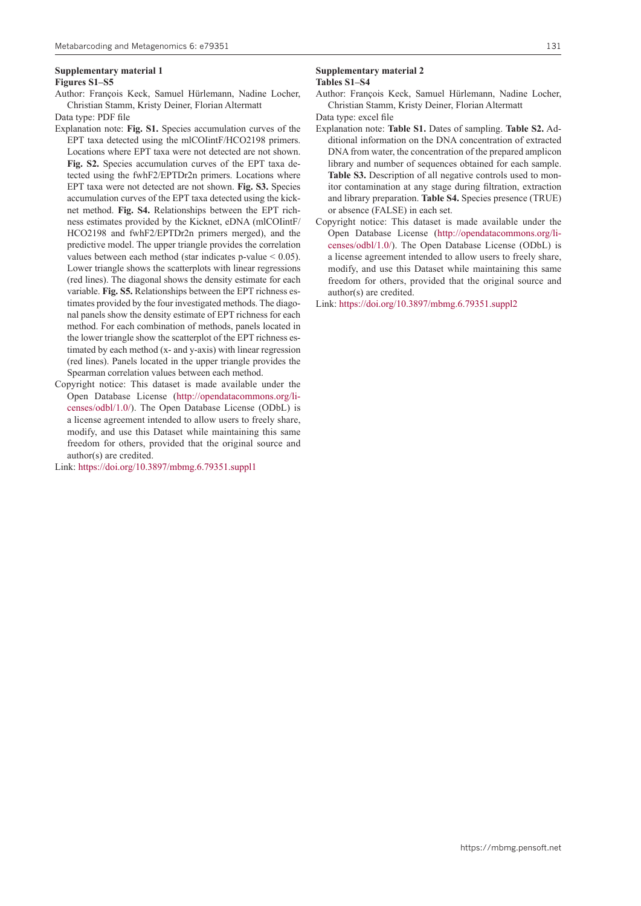**Supplementary material 1**

**Figures S1–S5**

Author: François Keck, Samuel Hürlemann, Nadine Locher, Christian Stamm, Kristy Deiner, Florian Altermatt

Data type: PDF file

Explanation note: **Fig. S1.** Species accumulation curves of the EPT taxa detected using the mlCOIintF/HCO2198 primers. Locations where EPT taxa were not detected are not shown. **Fig. S2.** Species accumulation curves of the EPT taxa detected using the fwhF2/EPTDr2n primers. Locations where EPT taxa were not detected are not shown. **Fig. S3.** Species accumulation curves of the EPT taxa detected using the kicknet method. **Fig. S4.** Relationships between the EPT richness estimates provided by the Kicknet, eDNA (mlCOIintF/HCO2198 and fwhF2/EPTDr2n primers merged), and the predictive model. The upper triangle provides the correlation values between each method (star indicates p-value < 0.05). Lower triangle shows the scatterplots with linear regressions (red lines). The diagonal shows the density estimate for each variable. **Fig. S5.** Relationships between the EPT richness estimates provided by the four investigated methods. The diagonal panels show the density estimate of EPT richness for each method. For each combination of methods, panels located in the lower triangle show the scatterplot of the EPT richness estimated by each method (x- and y-axis) with linear regression (red lines). Panels located in the upper triangle provides the Spearman correlation values between each method.

Copyright notice: This dataset is made available under the Open Database License (http://opendatacommons.org/licenses/odbl/1.0/). The Open Database License (ODbL) is a license agreement intended to allow users to freely share, modify, and use this Dataset while maintaining this same freedom for others, provided that the original source and author(s) are credited.

Link: https://doi.org/10.3897/mbmg.6.79351.suppl1

**Supplementary material 2**

**Tables S1–S4**

Author: François Keck, Samuel Hürlemann, Nadine Locher, Christian Stamm, Kristy Deiner, Florian Altermatt

Data type: excel file

Explanation note: **Table S1.** Dates of sampling. **Table S2.** Additional information on the DNA concentration of extracted DNA from water, the concentration of the prepared amplicon library and number of sequences obtained for each sample. **Table S3.** Description of all negative controls used to monitor contamination at any stage during filtration, extraction and library preparation. **Table S4.** Species presence (TRUE) or absence (FALSE) in each set.

Copyright notice: This dataset is made available under the Open Database License (http://opendatacommons.org/licenses/odbl/1.0/). The Open Database License (ODbL) is a license agreement intended to allow users to freely share, modify, and use this Dataset while maintaining this same freedom for others, provided that the original source and author(s) are credited.

Link: https://doi.org/10.3897/mbmg.6.79351.suppl2